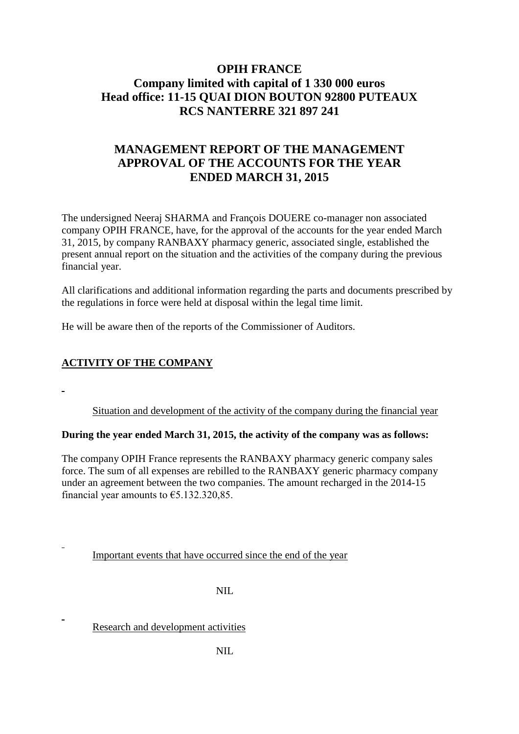# OPIH FRANCE
# Company limited with capital of 1 330 000 euros
# Head office: 11-15 QUAI DION BOUTON 92800 PUTEAUX
# RCS NANTERRE 321 897 241

## MANAGEMENT REPORT OF THE MANAGEMENT APPROVAL OF THE ACCOUNTS FOR THE YEAR ENDED MARCH 31, 2015

The undersigned Neeraj SHARMA and François DOUERE co-manager non associated company OPIH FRANCE, have, for the approval of the accounts for the year ended March 31, 2015, by company RANBAXY pharmacy generic, associated single, established the present annual report on the situation and the activities of the company during the previous financial year.

All clarifications and additional information regarding the parts and documents prescribed by the regulations in force were held at disposal within the legal time limit.

He will be aware then of the reports of the Commissioner of Auditors.

### ACTIVITY OF THE COMPANY

- Situation and development of the activity of the company during the financial year

**During the year ended March 31, 2015, the activity of the company was as follows:**

The company OPIH France represents the RANBAXY pharmacy generic company sales force. The sum of all expenses are rebilled to the RANBAXY generic pharmacy company under an agreement between the two companies. The amount recharged in the 2014-15 financial year amounts to €5.132.320,85.

- Important events that have occurred since the end of the year

NIL

- Research and development activities

NIL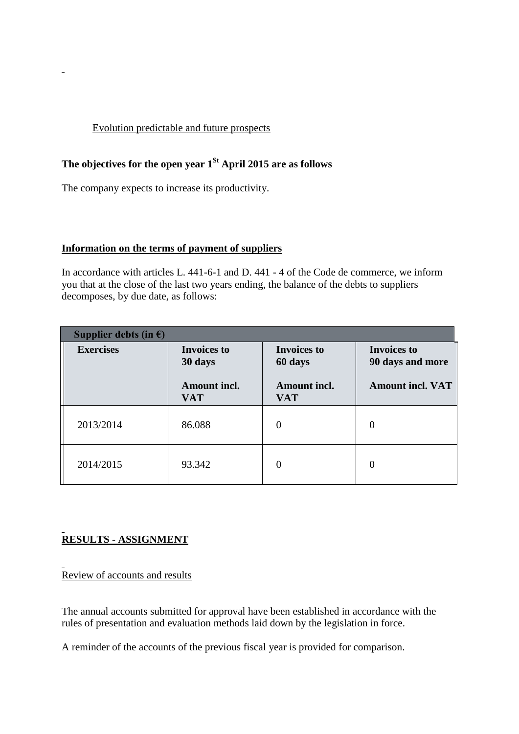Evolution predictable and future prospects

**The objectives for the open year 1St April 2015 are as follows**

The company expects to increase its productivity.

**Information on the terms of payment of suppliers**

In accordance with articles L. 441-6-1 and D. 441 - 4 of the Code de commerce, we inform you that at the close of the last two years ending, the balance of the debts to suppliers decomposes, by due date, as follows:

| **Supplier debts (in €)** | | | |
|---|---|---|---|
| **Exercises** | **Invoices to 30 days**<br>**Amount incl. VAT** | **Invoices to 60 days**<br>**Amount incl. VAT** | **Invoices to 90 days and more**<br>**Amount incl. VAT** |
| 2013/2014 | 86.088 | 0 | 0 |
| 2014/2015 | 93.342 | 0 | 0 |

**RESULTS - ASSIGNMENT**

Review of accounts and results

The annual accounts submitted for approval have been established in accordance with the rules of presentation and evaluation methods laid down by the legislation in force.

A reminder of the accounts of the previous fiscal year is provided for comparison.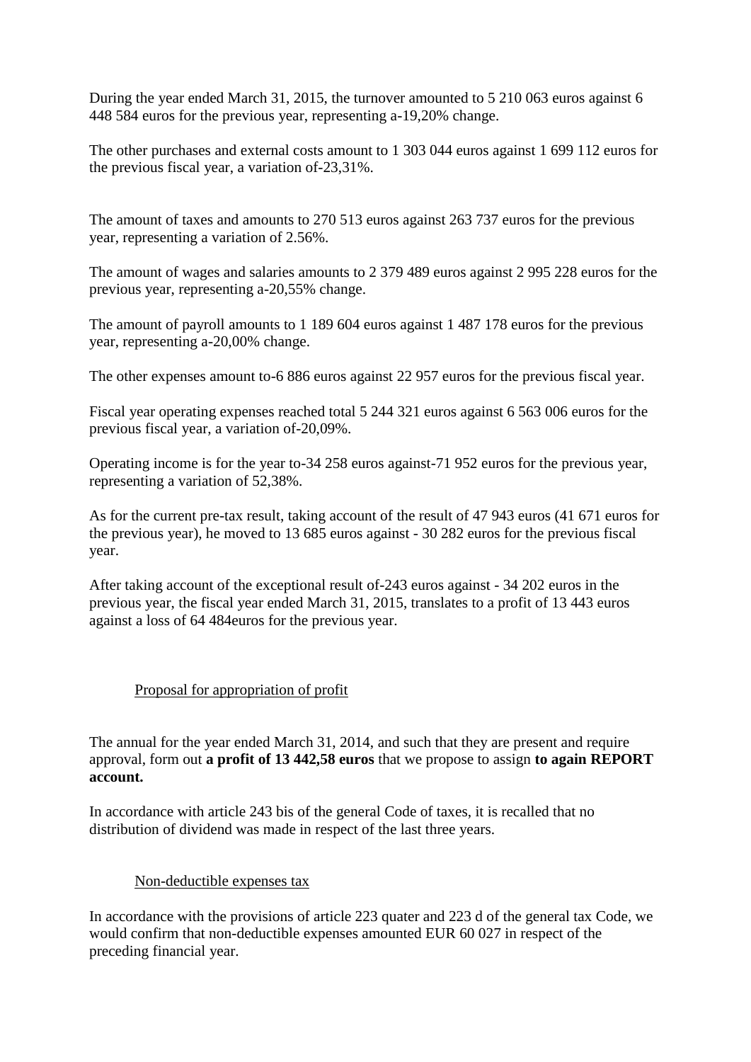During the year ended March 31, 2015, the turnover amounted to 5 210 063 euros against 6 448 584 euros for the previous year, representing a-19,20% change.

The other purchases and external costs amount to 1 303 044 euros against 1 699 112 euros for the previous fiscal year, a variation of-23,31%.

The amount of taxes and amounts to 270 513 euros against 263 737 euros for the previous year, representing a variation of 2.56%.

The amount of wages and salaries amounts to 2 379 489 euros against 2 995 228 euros for the previous year, representing a-20,55% change.

The amount of payroll amounts to 1 189 604 euros against 1 487 178 euros for the previous year, representing a-20,00% change.

The other expenses amount to-6 886 euros against 22 957 euros for the previous fiscal year.

Fiscal year operating expenses reached total 5 244 321 euros against 6 563 006 euros for the previous fiscal year, a variation of-20,09%.

Operating income is for the year to-34 258 euros against-71 952 euros for the previous year, representing a variation of 52,38%.

As for the current pre-tax result, taking account of the result of 47 943 euros (41 671 euros for the previous year), he moved to 13 685 euros against - 30 282 euros for the previous fiscal year.

After taking account of the exceptional result of-243 euros against - 34 202 euros in the previous year, the fiscal year ended March 31, 2015, translates to a profit of 13 443 euros against a loss of 64 484euros for the previous year.

<u>Proposal for appropriation of profit</u>

The annual for the year ended March 31, 2014, and such that they are present and require approval, form out **a profit of 13 442,58 euros** that we propose to assign **to again REPORT account.**

In accordance with article 243 bis of the general Code of taxes, it is recalled that no distribution of dividend was made in respect of the last three years.

<u>Non-deductible expenses tax</u>

In accordance with the provisions of article 223 quater and 223 d of the general tax Code, we would confirm that non-deductible expenses amounted EUR 60 027 in respect of the preceding financial year.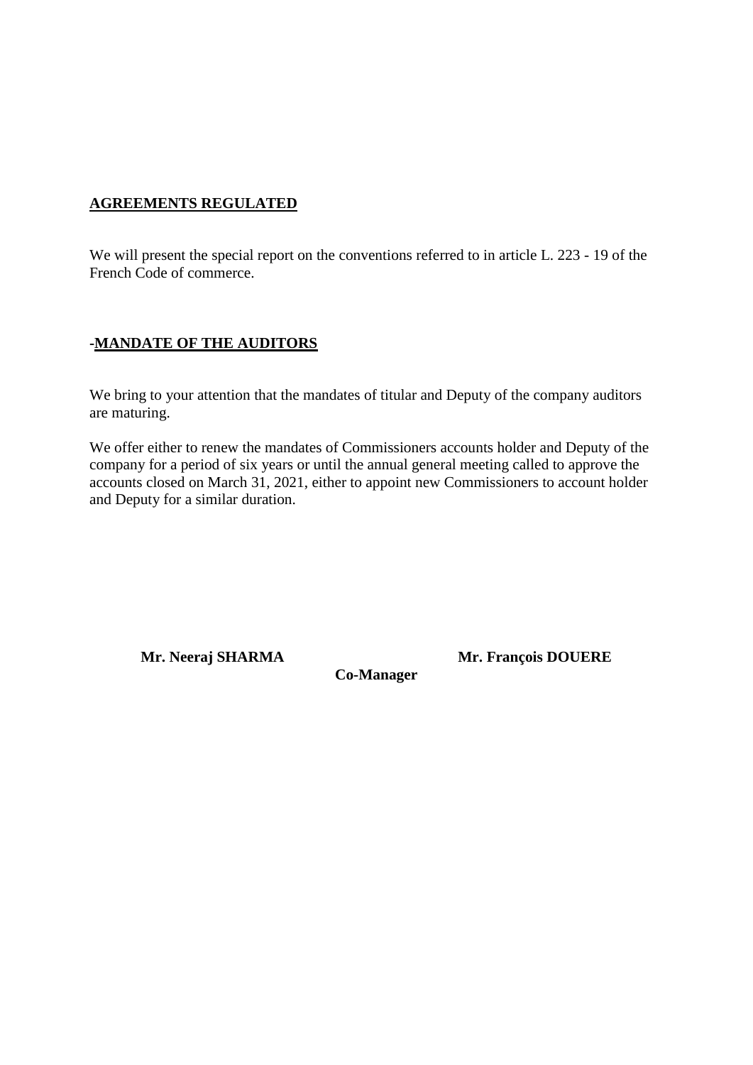## AGREEMENTS REGULATED

We will present the special report on the conventions referred to in article L. 223 - 19 of the French Code of commerce.

## -MANDATE OF THE AUDITORS

We bring to your attention that the mandates of titular and Deputy of the company auditors are maturing.

We offer either to renew the mandates of Commissioners accounts holder and Deputy of the company for a period of six years or until the annual general meeting called to approve the accounts closed on March 31, 2021, either to appoint new Commissioners to account holder and Deputy for a similar duration.

**Mr. Neeraj SHARMA** **Mr. François DOUERE**

**Co-Manager**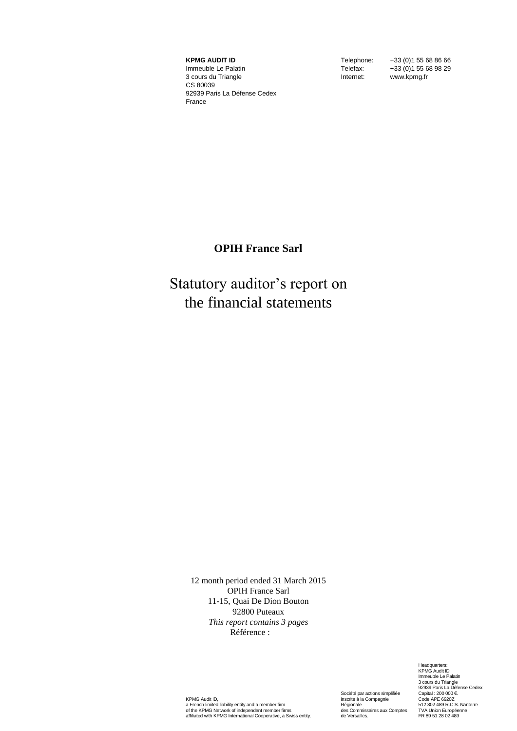**KPMG AUDIT ID**
Immeuble Le Palatin
3 cours du Triangle
CS 80039
92939 Paris La Défense Cedex
France

Telephone: +33 (0)1 55 68 86 66
Telefax: +33 (0)1 55 68 98 29
Internet: www.kpmg.fr

**OPIH France Sarl**

# Statutory auditor's report on the financial statements

12 month period ended 31 March 2015
OPIH France Sarl
11-15, Quai De Dion Bouton
92800 Puteaux
*This report contains 3 pages*
Référence :

KPMG Audit ID,
a French limited liability entity and a member firm
of the KPMG Network of independent member firms
affiliated with KPMG International Cooperative, a Swiss entity.

Société par actions simplifiée
inscrite à la Compagnie
Régionale
des Commissaires aux Comptes
de Versailles.

Headquarters:
KPMG Audit ID
Immeuble Le Palatin
3 cours du Triangle
92939 Paris La Défense Cedex
Capital : 200 000 €.
Code APE 6920Z
512 802 489 R.C.S. Nanterre
TVA Union Européenne
FR 89 51 28 02 489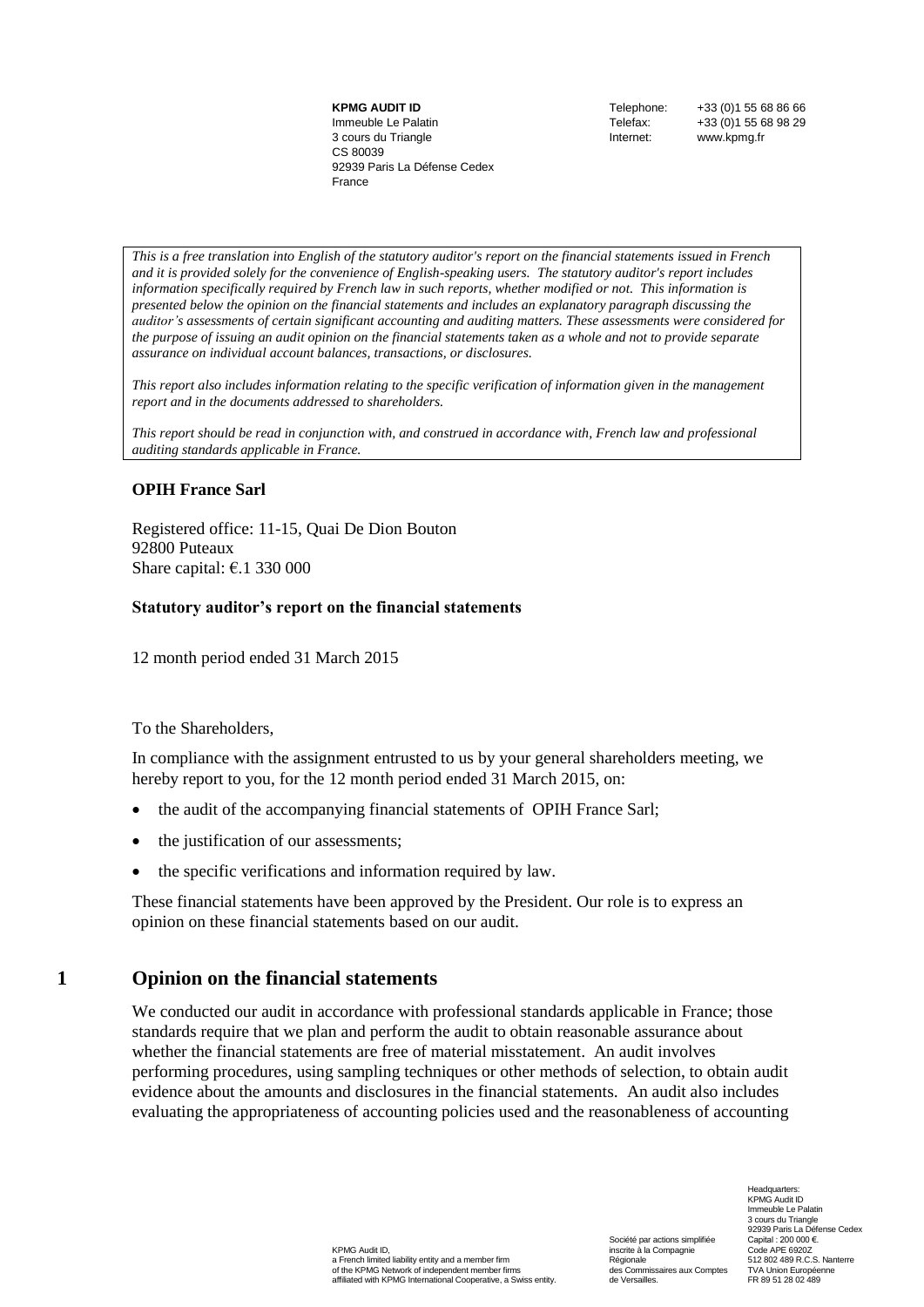**KPMG AUDIT ID**
Immeuble Le Palatin
3 cours du Triangle
CS 80039
92939 Paris La Défense Cedex
France

Telephone: +33 (0)1 55 68 86 66
Telefax: +33 (0)1 55 68 98 29
Internet: www.kpmg.fr

*This is a free translation into English of the statutory auditor's report on the financial statements issued in French and it is provided solely for the convenience of English-speaking users. The statutory auditor's report includes information specifically required by French law in such reports, whether modified or not. This information is presented below the opinion on the financial statements and includes an explanatory paragraph discussing the auditor's assessments of certain significant accounting and auditing matters. These assessments were considered for the purpose of issuing an audit opinion on the financial statements taken as a whole and not to provide separate assurance on individual account balances, transactions, or disclosures.*

*This report also includes information relating to the specific verification of information given in the management report and in the documents addressed to shareholders.*

*This report should be read in conjunction with, and construed in accordance with, French law and professional auditing standards applicable in France.*

**OPIH France Sarl**

Registered office: 11-15, Quai De Dion Bouton
92800 Puteaux
Share capital: €.1 330 000

**Statutory auditor's report on the financial statements**

12 month period ended 31 March 2015

To the Shareholders,

In compliance with the assignment entrusted to us by your general shareholders meeting, we hereby report to you, for the 12 month period ended 31 March 2015, on:

- the audit of the accompanying financial statements of OPIH France Sarl;
- the justification of our assessments;
- the specific verifications and information required by law.

These financial statements have been approved by the President. Our role is to express an opinion on these financial statements based on our audit.

## 1 Opinion on the financial statements

We conducted our audit in accordance with professional standards applicable in France; those standards require that we plan and perform the audit to obtain reasonable assurance about whether the financial statements are free of material misstatement. An audit involves performing procedures, using sampling techniques or other methods of selection, to obtain audit evidence about the amounts and disclosures in the financial statements. An audit also includes evaluating the appropriateness of accounting policies used and the reasonableness of accounting

KPMG Audit ID,
a French limited liability entity and a member firm
of the KPMG Network of independent member firms
affiliated with KPMG International Cooperative, a Swiss entity.

Société par actions simplifiée
inscrite à la Compagnie
Régionale
des Commissaires aux Comptes
de Versailles.

Headquarters:
KPMG Audit ID
Immeuble Le Palatin
3 cours du Triangle
92939 Paris La Défense Cedex
Capital : 200 000 €.
Code APE 6920Z
512 802 489 R.C.S. Nanterre
TVA Union Européenne
FR 89 51 28 02 489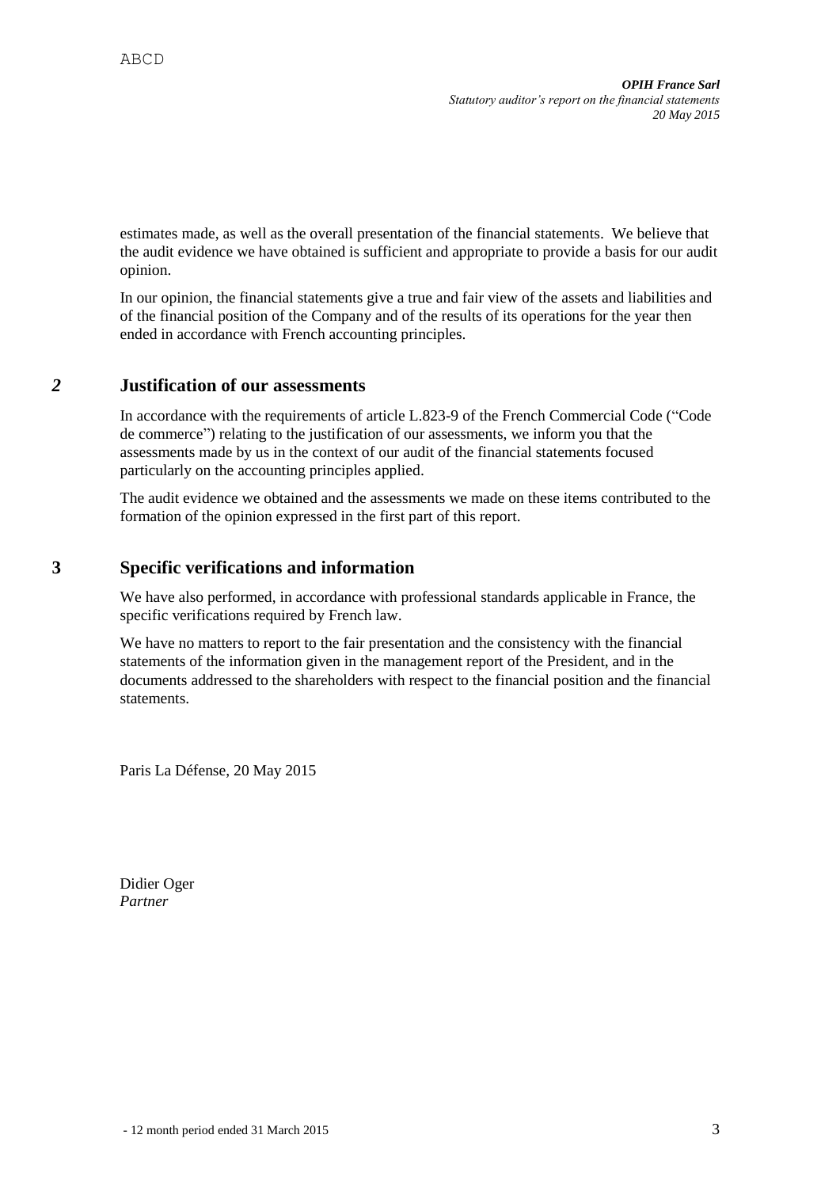estimates made, as well as the overall presentation of the financial statements. We believe that the audit evidence we have obtained is sufficient and appropriate to provide a basis for our audit opinion.

In our opinion, the financial statements give a true and fair view of the assets and liabilities and of the financial position of the Company and of the results of its operations for the year then ended in accordance with French accounting principles.

## *2* Justification of our assessments

In accordance with the requirements of article L.823-9 of the French Commercial Code ("Code de commerce") relating to the justification of our assessments, we inform you that the assessments made by us in the context of our audit of the financial statements focused particularly on the accounting principles applied.

The audit evidence we obtained and the assessments we made on these items contributed to the formation of the opinion expressed in the first part of this report.

## 3 Specific verifications and information

We have also performed, in accordance with professional standards applicable in France, the specific verifications required by French law.

We have no matters to report to the fair presentation and the consistency with the financial statements of the information given in the management report of the President, and in the documents addressed to the shareholders with respect to the financial position and the financial statements.

Paris La Défense, 20 May 2015

Didier Oger
*Partner*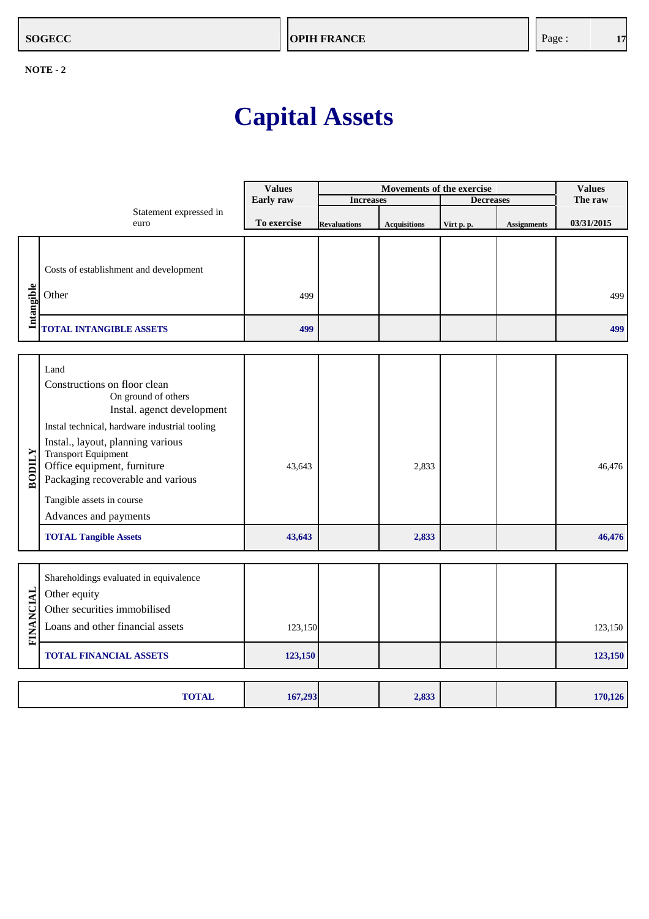**NOTE - 2**

# Capital Assets

| | Statement expressed in euro | Values Early raw To exercise | Movements of the exercise | | | | Values The raw |
|---|---|---|---|---|---|---|---|
| | | | Increases | | Decreases | | |
| | | | Revaluations | Acquisitions | Virt p. p. | Assignments | 03/31/2015 |
| Intangible | Costs of establishment and development | | | | | | |
| | Other | 499 | | | | | 499 |
| | **TOTAL INTANGIBLE ASSETS** | **499** | | | | | **499** |
| BODILY | Land | | | | | | |
| | Constructions on floor clean | | | | | | |
| | On ground of others | | | | | | |
| | Instal. agenct development | | | | | | |
| | Instal technical, hardware industrial tooling | | | | | | |
| | Instal., layout, planning various | | | | | | |
| | Transport Equipment | | | | | | |
| | Office equipment, furniture | 43,643 | | 2,833 | | | 46,476 |
| | Packaging recoverable and various | | | | | | |
| | Tangible assets in course | | | | | | |
| | Advances and payments | | | | | | |
| | **TOTAL Tangible Assets** | **43,643** | | **2,833** | | | **46,476** |
| FINANCIAL | Shareholdings evaluated in equivalence | | | | | | |
| | Other equity | | | | | | |
| | Other securities immobilised | | | | | | |
| | Loans and other financial assets | 123,150 | | | | | 123,150 |
| | **TOTAL FINANCIAL ASSETS** | **123,150** | | | | | **123,150** |
| | **TOTAL** | **167,293** | | **2,833** | | | **170,126** |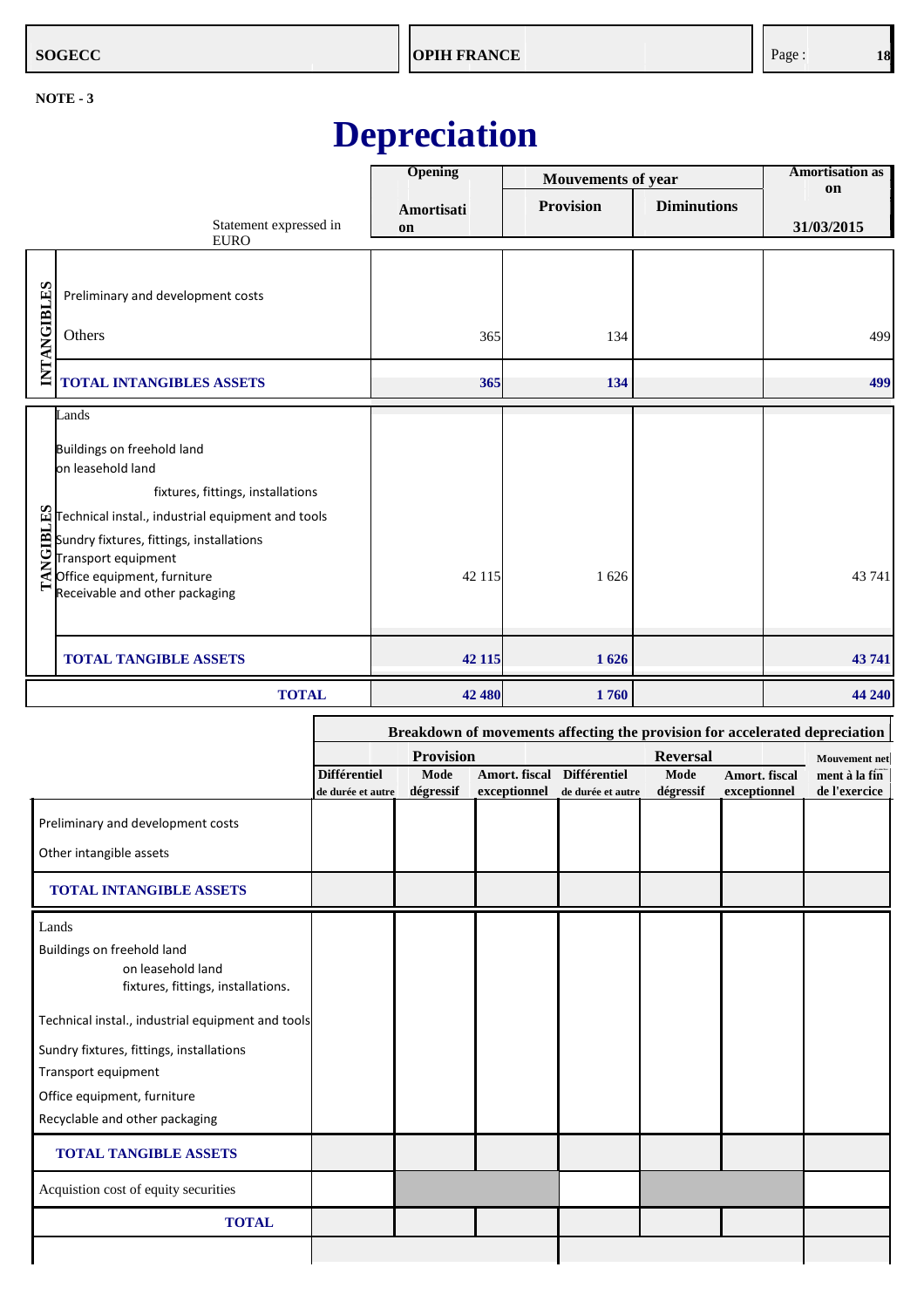**NOTE - 3**

# Depreciation

| Statement expressed in EURO | | Opening Amortisation | Mouvements of year | | Amortisation as on 31/03/2015 |
|---|---|---|---|---|---|
| | | | Provision | Diminutions | |
| INTANGIBLES | Preliminary and development costs | | | | |
| | Others | 365 | 134 | | 499 |
| | **TOTAL INTANGIBLES ASSETS** | **365** | **134** | | **499** |
| TANGIBLES | Lands | | | | |
| | Buildings on freehold land | | | | |
| | on leasehold land | | | | |
| | fixtures, fittings, installations | | | | |
| | Technical instal., industrial equipment and tools | | | | |
| | Sundry fixtures, fittings, installations | | | | |
| | Transport equipment | | | | |
| | Office equipment, furniture | 42 115 | 1 626 | | 43 741 |
| | Receivable and other packaging | | | | |
| | **TOTAL TANGIBLE ASSETS** | **42 115** | **1 626** | | **43 741** |
| **TOTAL** | | **42 480** | **1 760** | | **44 240** |

| | Breakdown of movements affecting the provision for accelerated depreciation | | | | | | |
|---|---|---|---|---|---|---|---|
| | Provision | | | Reversal | | | Mouvement net ment à la fin de l'exercice |
| | Différentiel de durée et autre | Mode dégressif | Amort. fiscal exceptionnel | Différentiel de durée et autre | Mode dégressif | Amort. fiscal exceptionnel | |
| Preliminary and development costs | | | | | | | |
| Other intangible assets | | | | | | | |
| **TOTAL INTANGIBLE ASSETS** | | | | | | | |
| Lands | | | | | | | |
| Buildings on freehold land | | | | | | | |
| on leasehold land | | | | | | | |
| fixtures, fittings, installations. | | | | | | | |
| Technical instal., industrial equipment and tools | | | | | | | |
| Sundry fixtures, fittings, installations | | | | | | | |
| Transport equipment | | | | | | | |
| Office equipment, furniture | | | | | | | |
| Recyclable and other packaging | | | | | | | |
| **TOTAL TANGIBLE ASSETS** | | | | | | | |
| Acquistion cost of equity securities | | | | | | | |
| **TOTAL** | | | | | | | |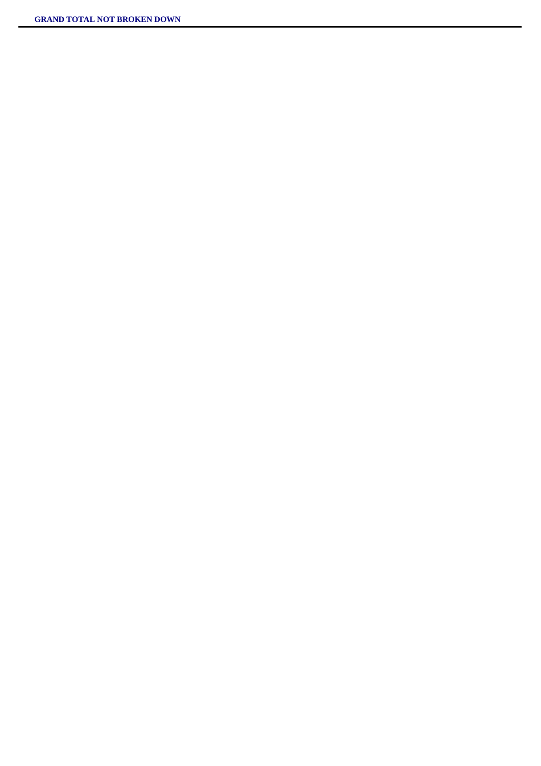**GRAND TOTAL NOT BROKEN DOWN**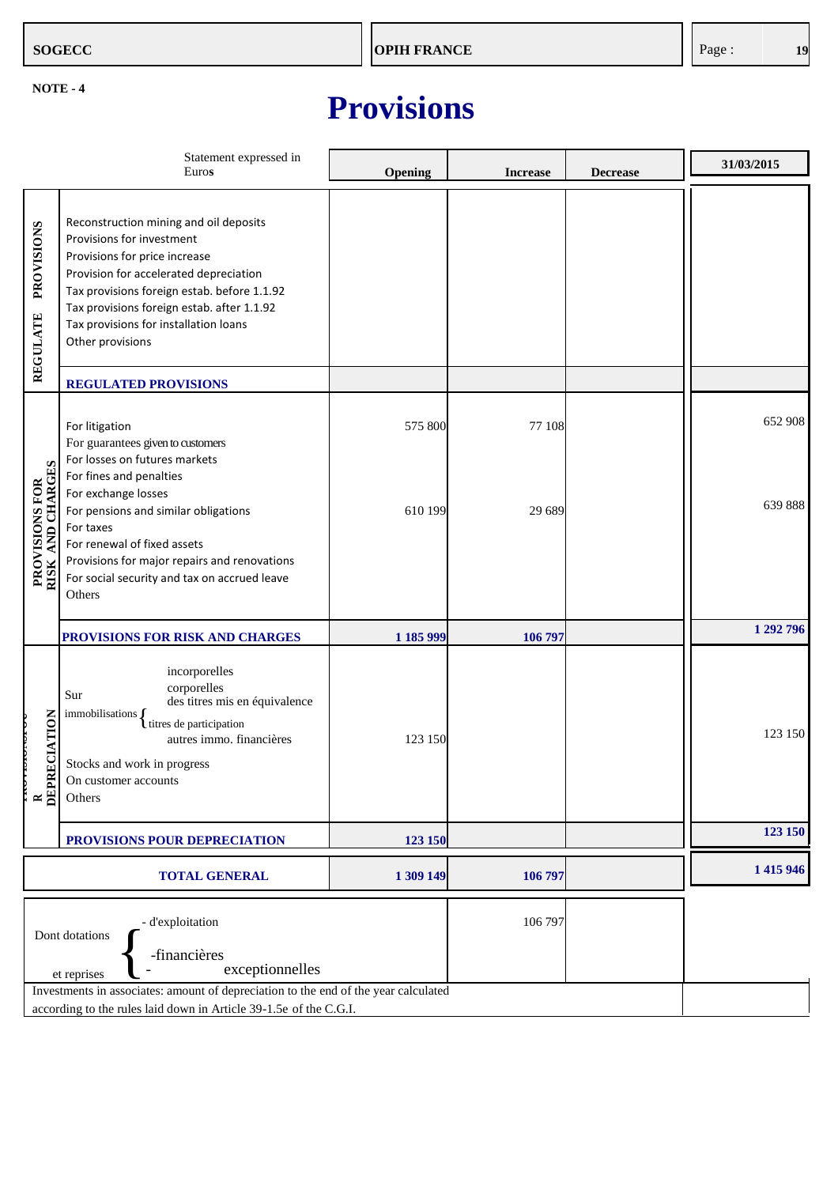NOTE - 4

# Provisions

| | Statement expressed in Euros | Opening | Increase | Decrease | 31/03/2015 |
|---|---|---|---|---|---|
| REGULATE PROVISIONS | Reconstruction mining and oil deposits | | | | |
| | Provisions for investment | | | | |
| | Provisions for price increase | | | | |
| | Provision for accelerated depreciation | | | | |
| | Tax provisions foreign estab. before 1.1.92 | | | | |
| | Tax provisions foreign estab. after 1.1.92 | | | | |
| | Tax provisions for installation loans | | | | |
| | Other provisions | | | | |
| | **REGULATED PROVISIONS** | | | | |
| PROVISIONS FOR RISK AND CHARGES | For litigation | 575 800 | 77 108 | | 652 908 |
| | For guarantees given to customers | | | | |
| | For losses on futures markets | | | | |
| | For fines and penalties | | | | |
| | For exchange losses | | | | |
| | For pensions and similar obligations | 610 199 | 29 689 | | 639 888 |
| | For taxes | | | | |
| | For renewal of fixed assets | | | | |
| | Provisions for major repairs and renovations | | | | |
| | For social security and tax on accrued leave | | | | |
| | Others | | | | |
| | **PROVISIONS FOR RISK AND CHARGES** | **1 185 999** | **106 797** | | **1 292 796** |
| PROVISIONS R DEPRECIATION | Sur immobilisations incorporelles | | | | |
| | Sur immobilisations corporelles | | | | |
| | Sur immobilisations des titres mis en équivalence | | | | |
| | Sur immobilisations titres de participation | | | | |
| | Sur immobilisations autres immo. financières | 123 150 | | | 123 150 |
| | Stocks and work in progress | | | | |
| | On customer accounts | | | | |
| | Others | | | | |
| | **PROVISIONS POUR DEPRECIATION** | **123 150** | | | **123 150** |
| | **TOTAL GENERAL** | **1 309 149** | **106 797** | | **1 415 946** |

| | | |
|---|---|---|
| Dont dotations et reprises - d'exploitation | 106 797 | |
| Dont dotations et reprises - financières | | |
| Dont dotations et reprises - exceptionnelles | | |

Investments in associates: amount of depreciation to the end of the year calculated according to the rules laid down in Article 39-1.5e of the C.G.I.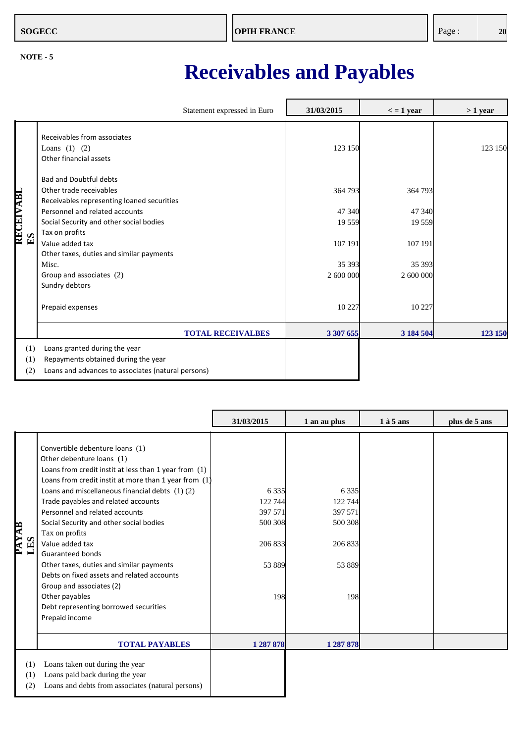NOTE - 5

# Receivables and Payables

| | Statement expressed in Euro | 31/03/2015 | < = 1 year | > 1 year |
|---|---|---|---|---|
| RECEIVABLES | Receivables from associates | | | |
| | Loans (1) (2) | 123 150 | | 123 150 |
| | Other financial assets | | | |
| | Bad and Doubtful debts | | | |
| | Other trade receivables | 364 793 | 364 793 | |
| | Receivables representing loaned securities | | | |
| | Personnel and related accounts | 47 340 | 47 340 | |
| | Social Security and other social bodies | 19 559 | 19 559 | |
| | Tax on profits | | | |
| | Value added tax | 107 191 | 107 191 | |
| | Other taxes, duties and similar payments | | | |
| | Misc. | 35 393 | 35 393 | |
| | Group and associates (2) | 2 600 000 | 2 600 000 | |
| | Sundry debtors | | | |
| | Prepaid expenses | 10 227 | 10 227 | |
| | **TOTAL RECEIVALBES** | **3 307 655** | **3 184 504** | **123 150** |

| | | |
|---|---|---|
| (1) | Loans granted during the year | |
| (1) | Repayments obtained during the year | |
| (2) | Loans and advances to associates (natural persons) | |

| | | 31/03/2015 | 1 an au plus | 1 à 5 ans | plus de 5 ans |
|---|---|---|---|---|---|
| PAYABLES | Convertible debenture loans (1) | | | | |
| | Other debenture loans (1) | | | | |
| | Loans from credit instit at less than 1 year from (1) | | | | |
| | Loans from credit instit at more than 1 year from (1) | | | | |
| | Loans and miscellaneous financial debts (1) (2) | 6 335 | 6 335 | | |
| | Trade payables and related accounts | 122 744 | 122 744 | | |
| | Personnel and related accounts | 397 571 | 397 571 | | |
| | Social Security and other social bodies | 500 308 | 500 308 | | |
| | Tax on profits | | | | |
| | Value added tax | 206 833 | 206 833 | | |
| | Guaranteed bonds | | | | |
| | Other taxes, duties and similar payments | 53 889 | 53 889 | | |
| | Debts on fixed assets and related accounts | | | | |
| | Group and associates (2) | | | | |
| | Other payables | 198 | 198 | | |
| | Debt representing borrowed securities | | | | |
| | Prepaid income | | | | |
| | **TOTAL PAYABLES** | **1 287 878** | **1 287 878** | | |

| | | |
|---|---|---|
| (1) | Loans taken out during the year | |
| (1) | Loans paid back during the year | |
| (2) | Loans and debts from associates (natural persons) | |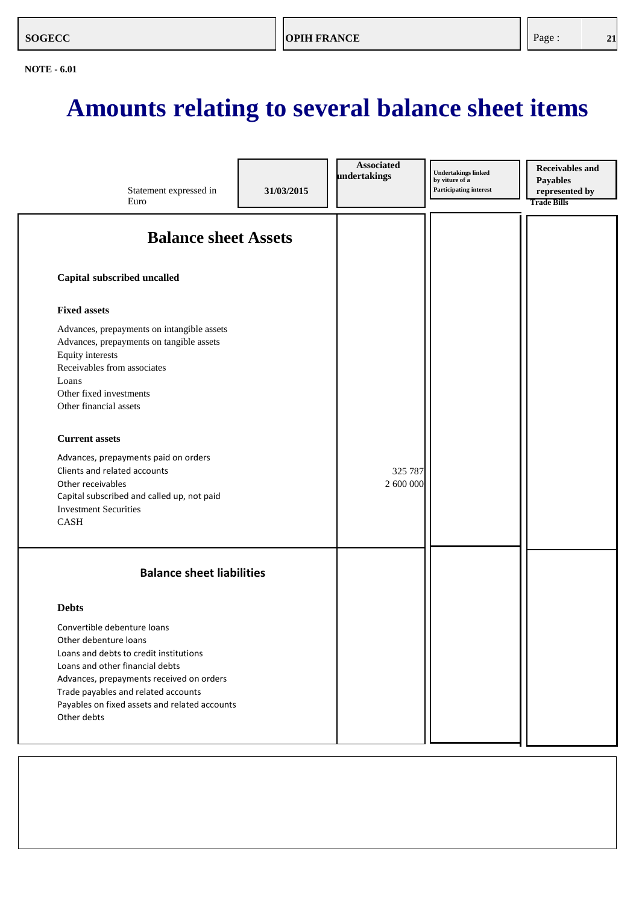NOTE - 6.01

# Amounts relating to several balance sheet items

| Statement expressed in Euro | 31/03/2015 | Associated undertakings | Undertakings linked by viture of a Participating interest | Receivables and Payables represented by Trade Bills |
|---|---|---|---|---|
| **Balance sheet Assets** | | | | |
| **Capital subscribed uncalled** | | | | |
| **Fixed assets** | | | | |
| Advances, prepayments on intangible assets | | | | |
| Advances, prepayments on tangible assets | | | | |
| Equity interests | | | | |
| Receivables from associates | | | | |
| Loans | | | | |
| Other fixed investments | | | | |
| Other financial assets | | | | |
| **Current assets** | | | | |
| Advances, prepayments paid on orders | | | | |
| Clients and related accounts | | 325 787 | | |
| Other receivables | | 2 600 000 | | |
| Capital subscribed and called up, not paid | | | | |
| Investment Securities | | | | |
| CASH | | | | |
| **Balance sheet liabilities** | | | | |
| **Debts** | | | | |
| Convertible debenture loans | | | | |
| Other debenture loans | | | | |
| Loans and debts to credit institutions | | | | |
| Loans and other financial debts | | | | |
| Advances, prepayments received on orders | | | | |
| Trade payables and related accounts | | | | |
| Payables on fixed assets and related accounts | | | | |
| Other debts | | | | |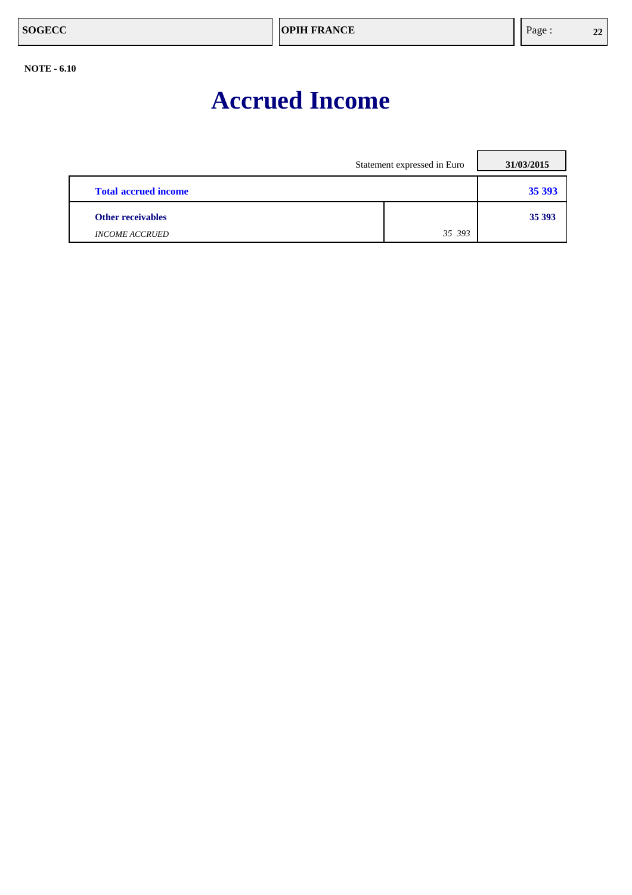NOTE - 6.10

# Accrued Income

| Statement expressed in Euro | | 31/03/2015 |
| --- | --- | --- |
| **Total accrued income** | | **35 393** |
| **Other receivables** | | **35 393** |
| *INCOME ACCRUED* | *35 393* | |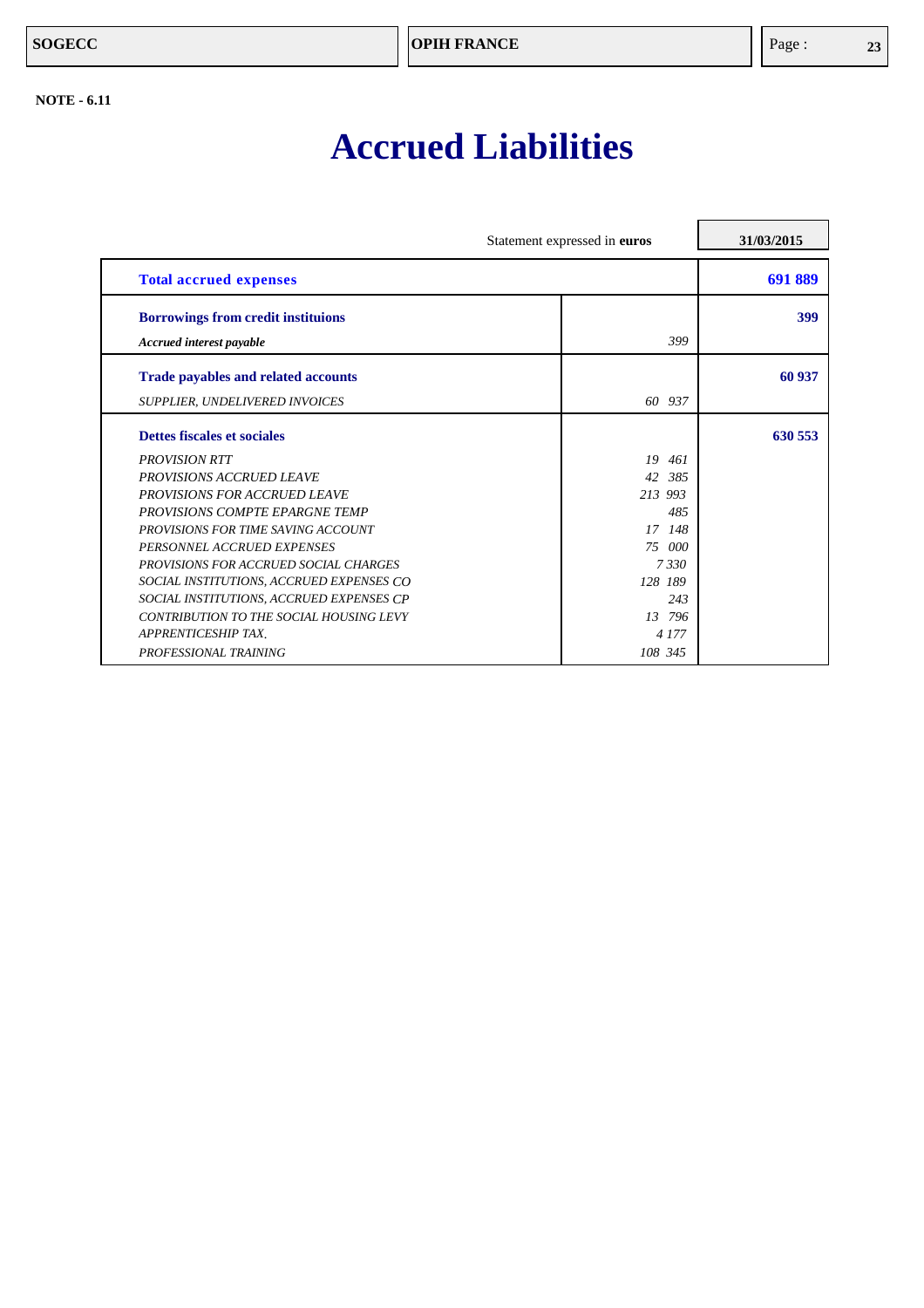NOTE - 6.11

# Accrued Liabilities

| Statement expressed in **euros** | | 31/03/2015 |
|---|---|---|
| **Total accrued expenses** | | **691 889** |
| **Borrowings from credit instituions** | | **399** |
| *Accrued interest payable* | *399* | |
| **Trade payables and related accounts** | | **60 937** |
| *SUPPLIER, UNDELIVERED INVOICES* | *60 937* | |
| **Dettes fiscales et sociales** | | **630 553** |
| *PROVISION RTT* | *19 461* | |
| *PROVISIONS ACCRUED LEAVE* | *42 385* | |
| *PROVISIONS FOR ACCRUED LEAVE* | *213 993* | |
| *PROVISIONS COMPTE EPARGNE TEMP* | *485* | |
| *PROVISIONS FOR TIME SAVING ACCOUNT* | *17 148* | |
| *PERSONNEL ACCRUED EXPENSES* | *75 000* | |
| *PROVISIONS FOR ACCRUED SOCIAL CHARGES* | *7 330* | |
| *SOCIAL INSTITUTIONS, ACCRUED EXPENSES CO* | *128 189* | |
| *SOCIAL INSTITUTIONS, ACCRUED EXPENSES CP* | *243* | |
| *CONTRIBUTION TO THE SOCIAL HOUSING LEVY* | *13 796* | |
| *APPRENTICESHIP TAX.* | *4 177* | |
| *PROFESSIONAL TRAINING* | *108 345* | |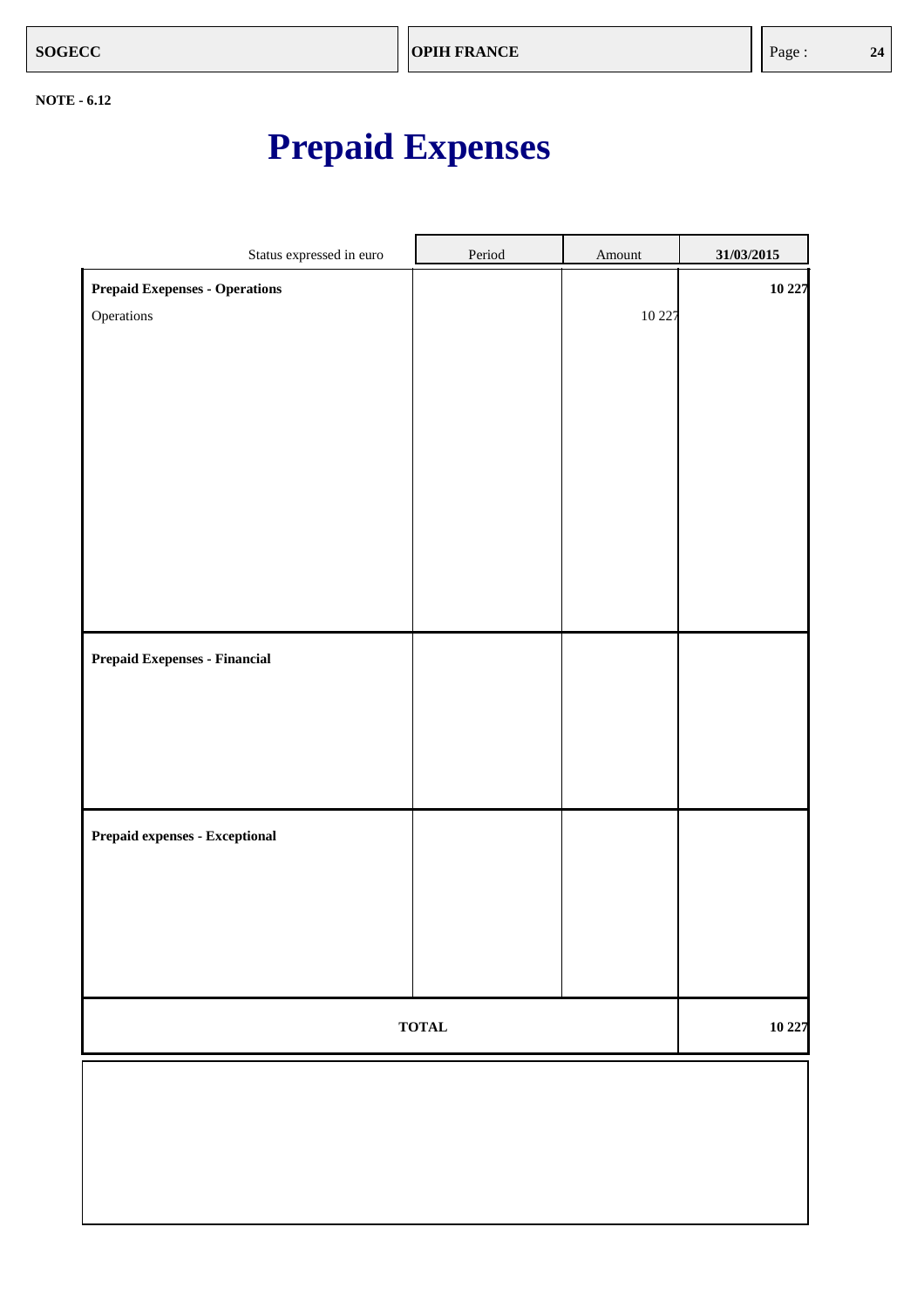NOTE - 6.12

# Prepaid Expenses

| Status expressed in euro | Period | Amount | 31/03/2015 |
|---|---|---|---|
| **Prepaid Exepenses - Operations** | | | **10 227** |
| Operations | | 10 227 | |
| **Prepaid Exepenses - Financial** | | | |
| **Prepaid expenses - Exceptional** | | | |
| **TOTAL** | | | **10 227** |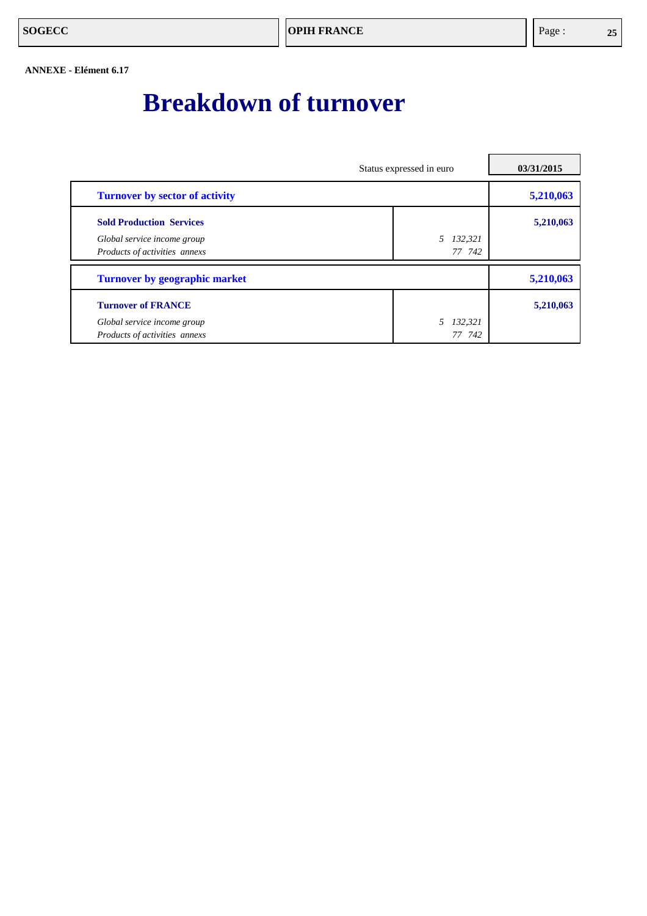**ANNEXE - Elément 6.17**

# Breakdown of turnover

| Status expressed in euro | | 03/31/2015 |
|---|---|---|
| **Turnover by sector of activity** | | **5,210,063** |
| **Sold Production Services** | | **5,210,063** |
| *Global service income group* | *5 132,321* | |
| *Products of activities annexs* | *77 742* | |
| **Turnover by geographic market** | | **5,210,063** |
| **Turnover of FRANCE** | | **5,210,063** |
| *Global service income group* | *5 132,321* | |
| *Products of activities annexs* | *77 742* | |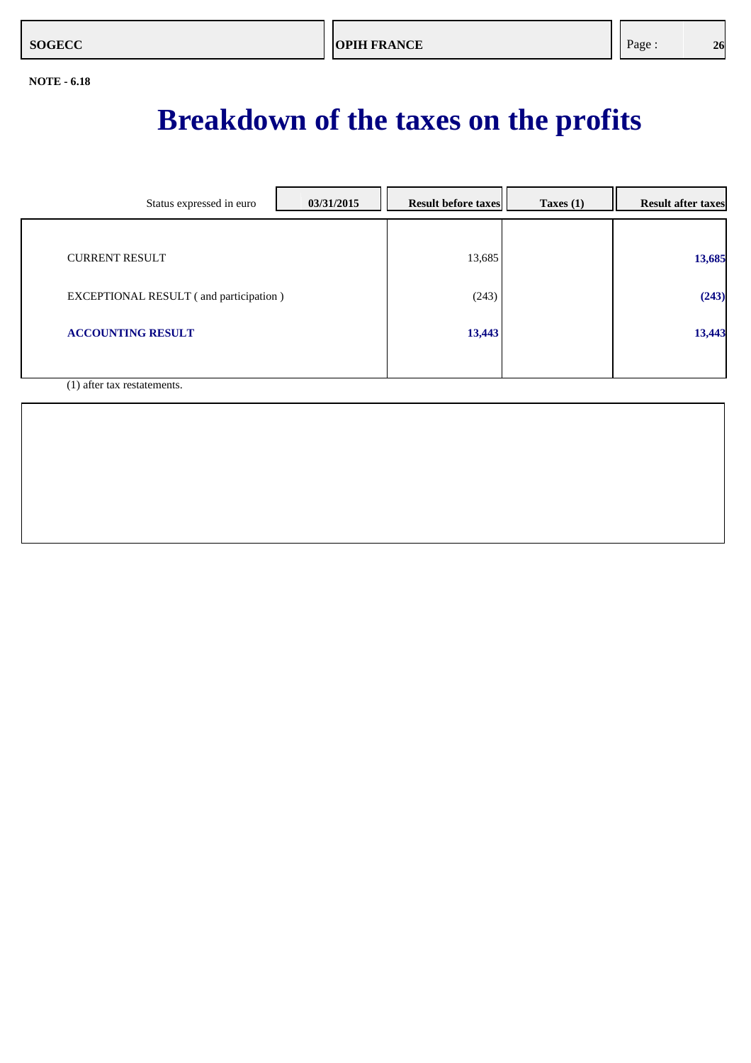NOTE - 6.18

# Breakdown of the taxes on the profits

| Status expressed in euro 03/31/2015 | Result before taxes | Taxes (1) | Result after taxes |
|---|---|---|---|
| CURRENT RESULT | 13,685 | | **13,685** |
| EXCEPTIONAL RESULT ( and participation ) | (243) | | **(243)** |
| **ACCOUNTING RESULT** | **13,443** | | **13,443** |

(1) after tax restatements.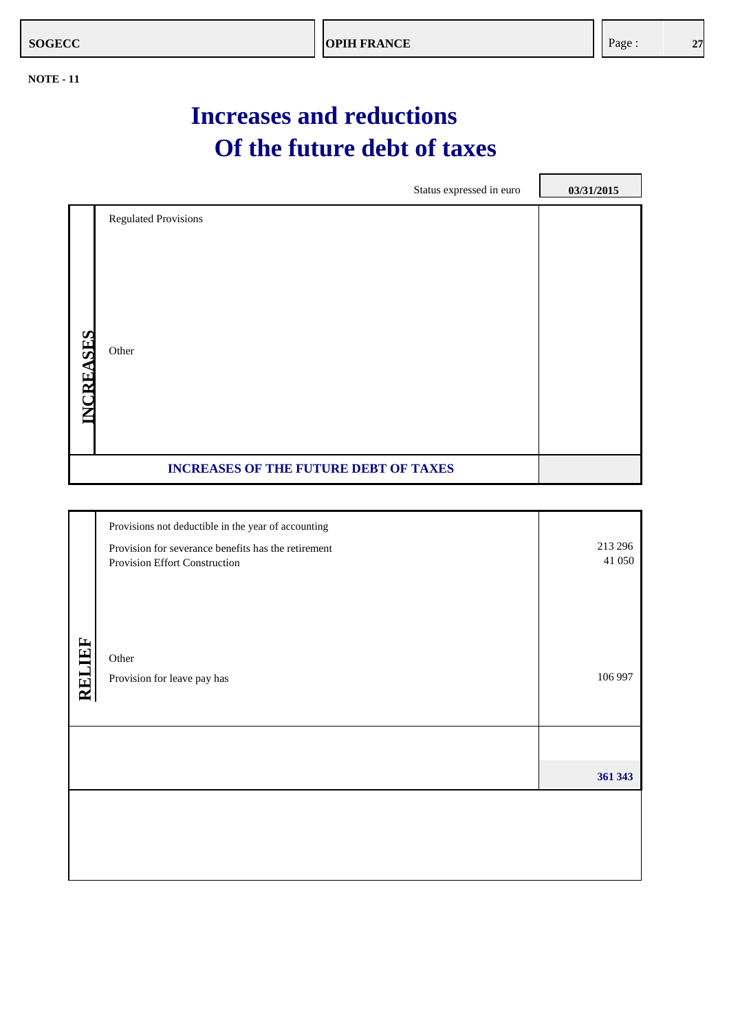**NOTE - 11**

# Increases and reductions Of the future debt of taxes

| | Status expressed in euro | 03/31/2015 |
|---|---|---|
| INCREASES | Regulated Provisions | |
| | Other | |
| | **INCREASES OF THE FUTURE DEBT OF TAXES** | |

| | | |
|---|---|---|
| RELIEF | Provisions not deductible in the year of accounting | |
| | Provision for severance benefits has the retirement | 213 296 |
| | Provision Effort Construction | 41 050 |
| | Other | |
| | Provision for leave pay has | 106 997 |
| | | **361 343** |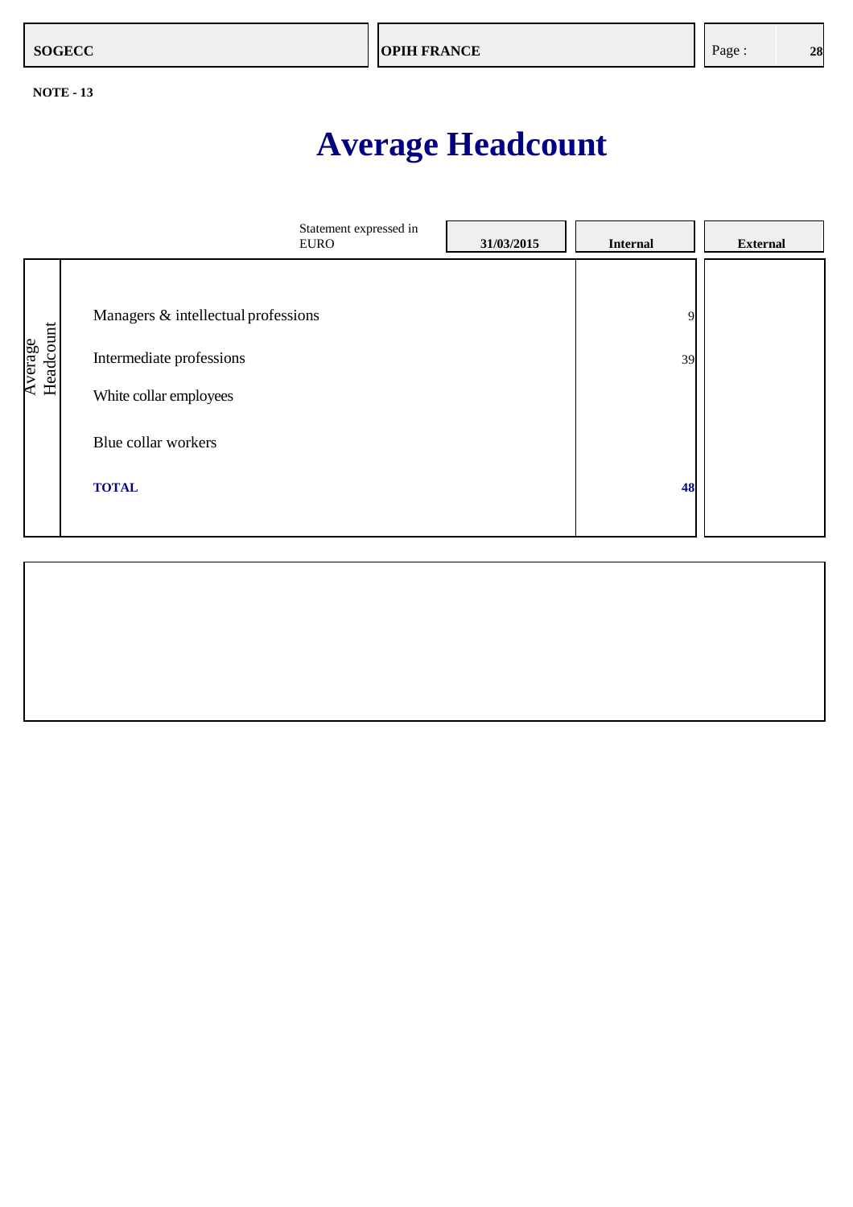**NOTE - 13**

# Average Headcount

| | Statement expressed in EURO | 31/03/2015 | Internal | External |
|---|---|---|---|---|
| Average Headcount | Managers & intellectual professions | | 9 | |
| | Intermediate professions | | 39 | |
| | White collar employees | | | |
| | Blue collar workers | | | |
| | **TOTAL** | | **48** | |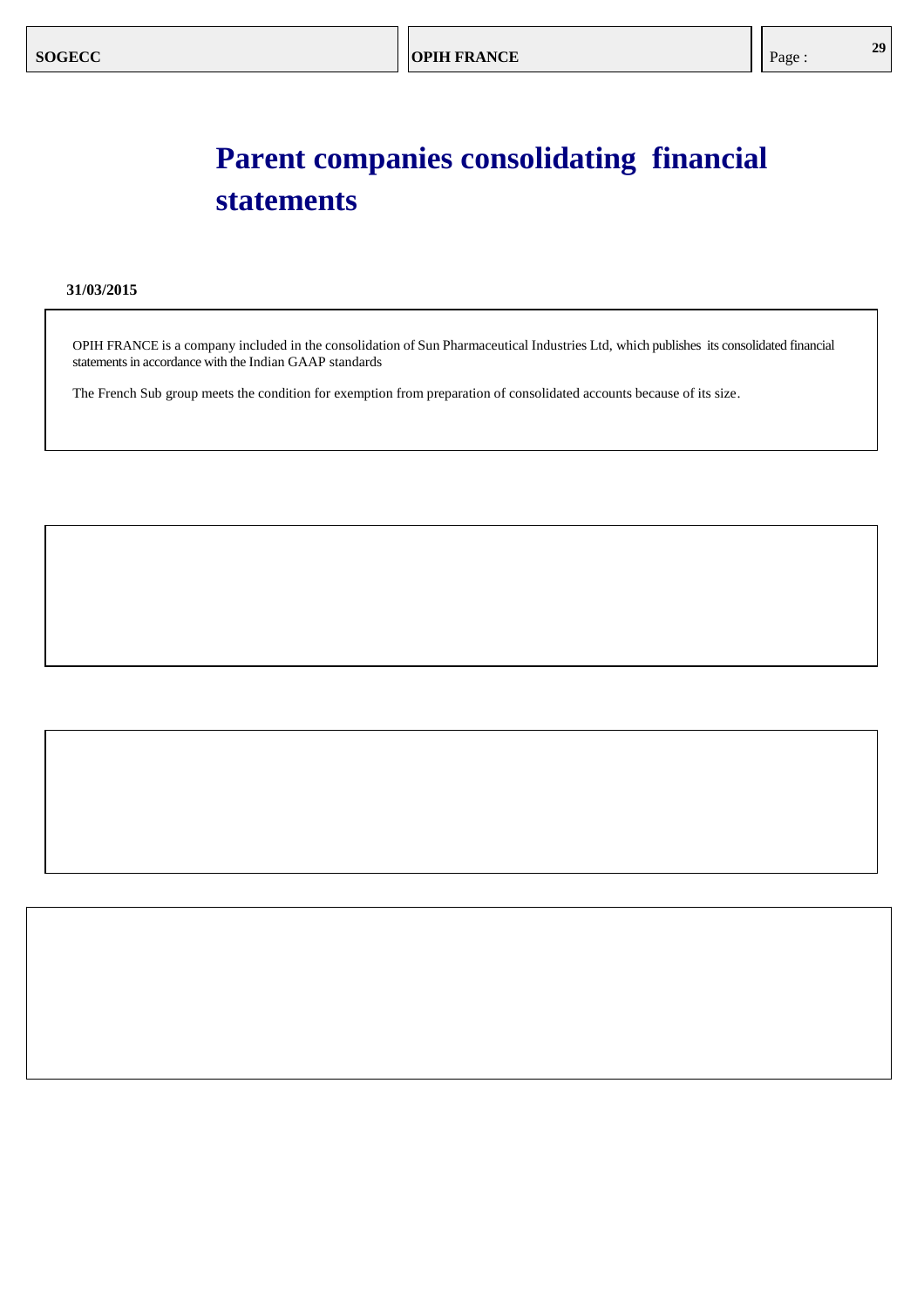# Parent companies consolidating financial statements

**31/03/2015**

OPIH FRANCE is a company included in the consolidation of Sun Pharmaceutical Industries Ltd, which publishes its consolidated financial statements in accordance with the Indian GAAP standards

The French Sub group meets the condition for exemption from preparation of consolidated accounts because of its size.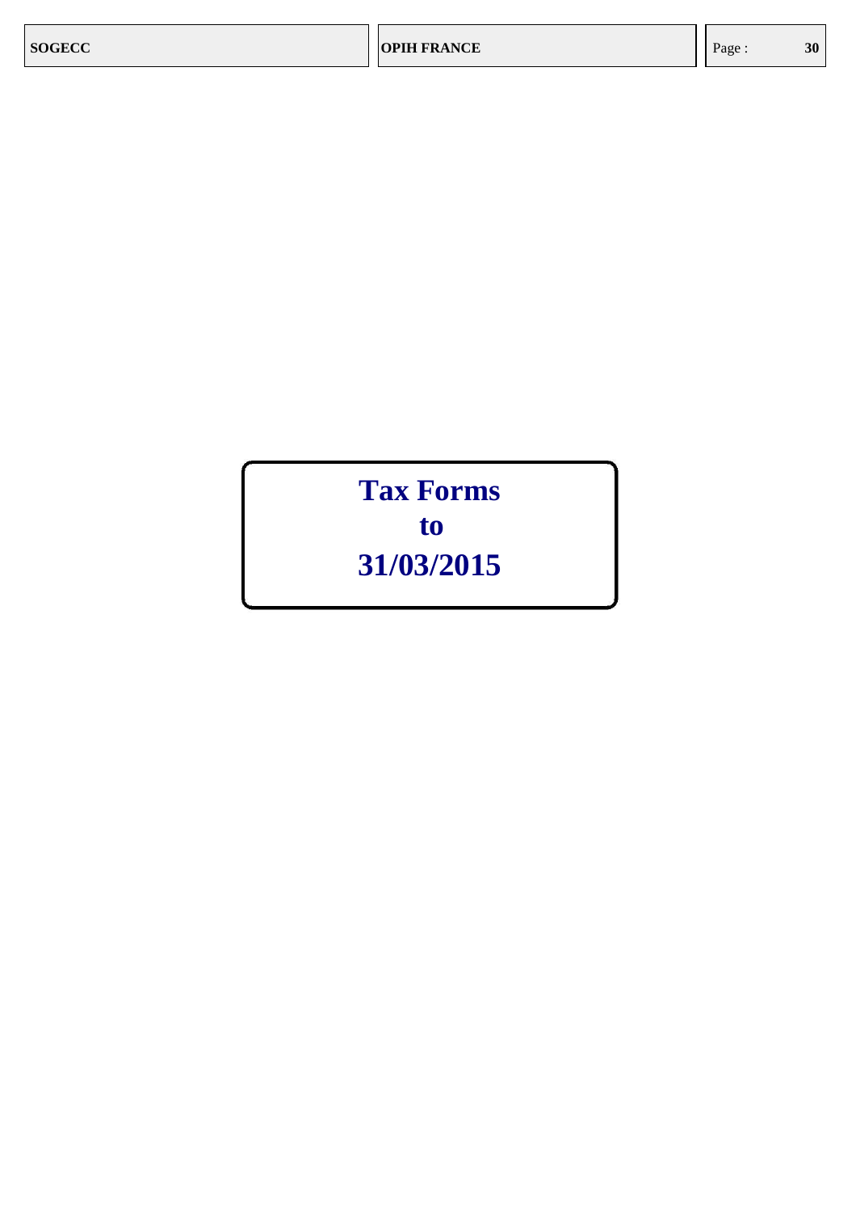# Tax Forms
# to
# 31/03/2015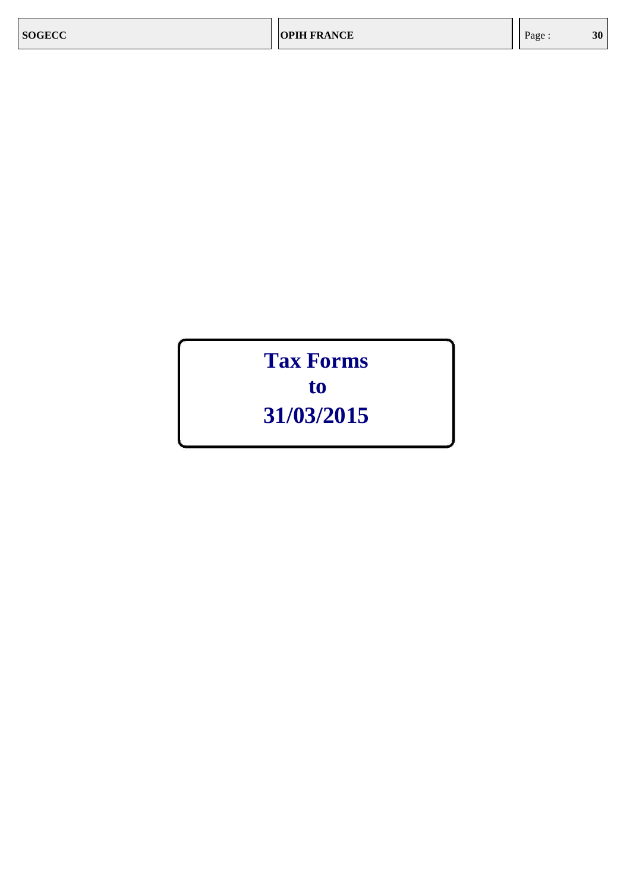# Tax Forms
# to
# 31/03/2015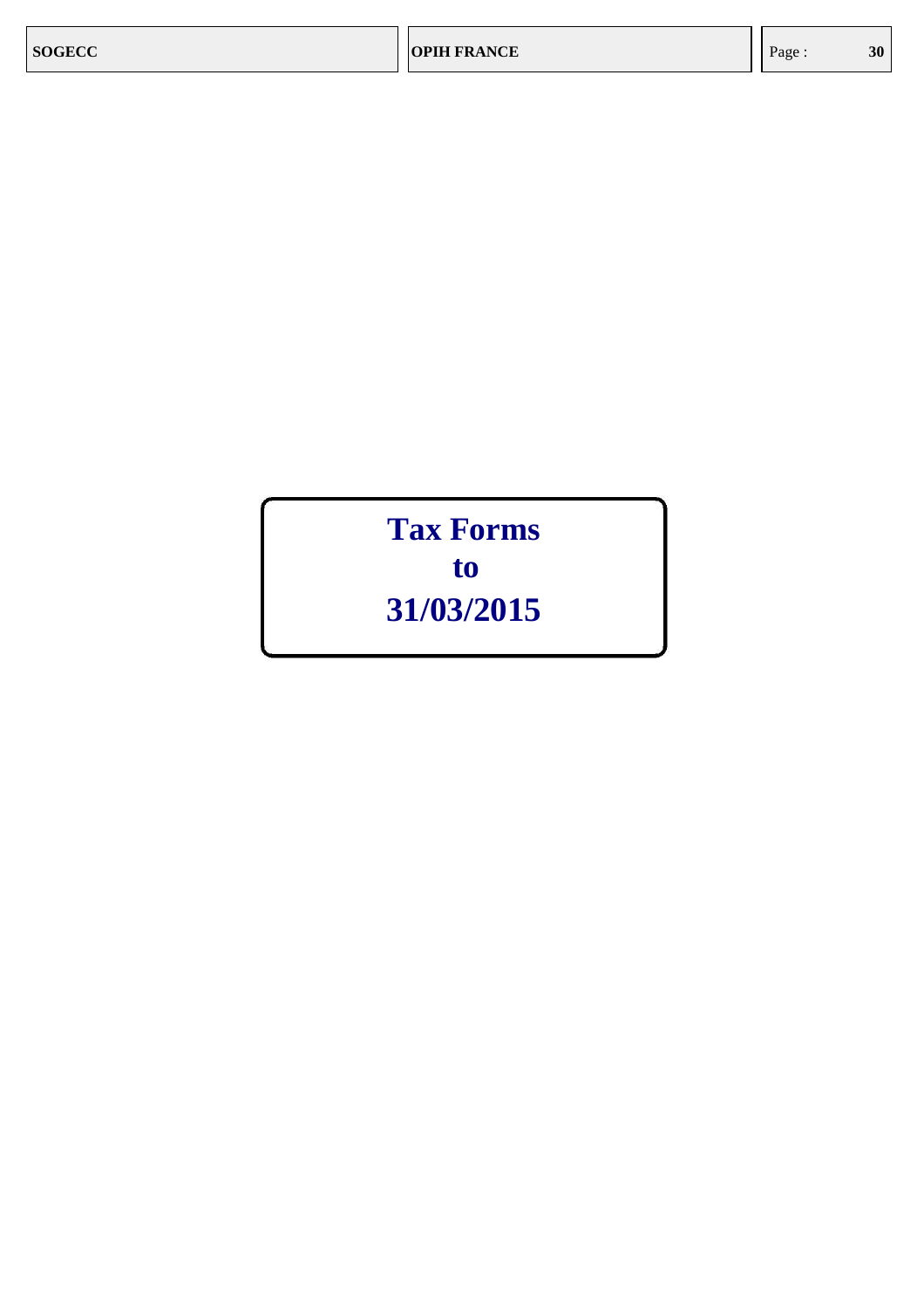# Tax Forms
# to
# 31/03/2015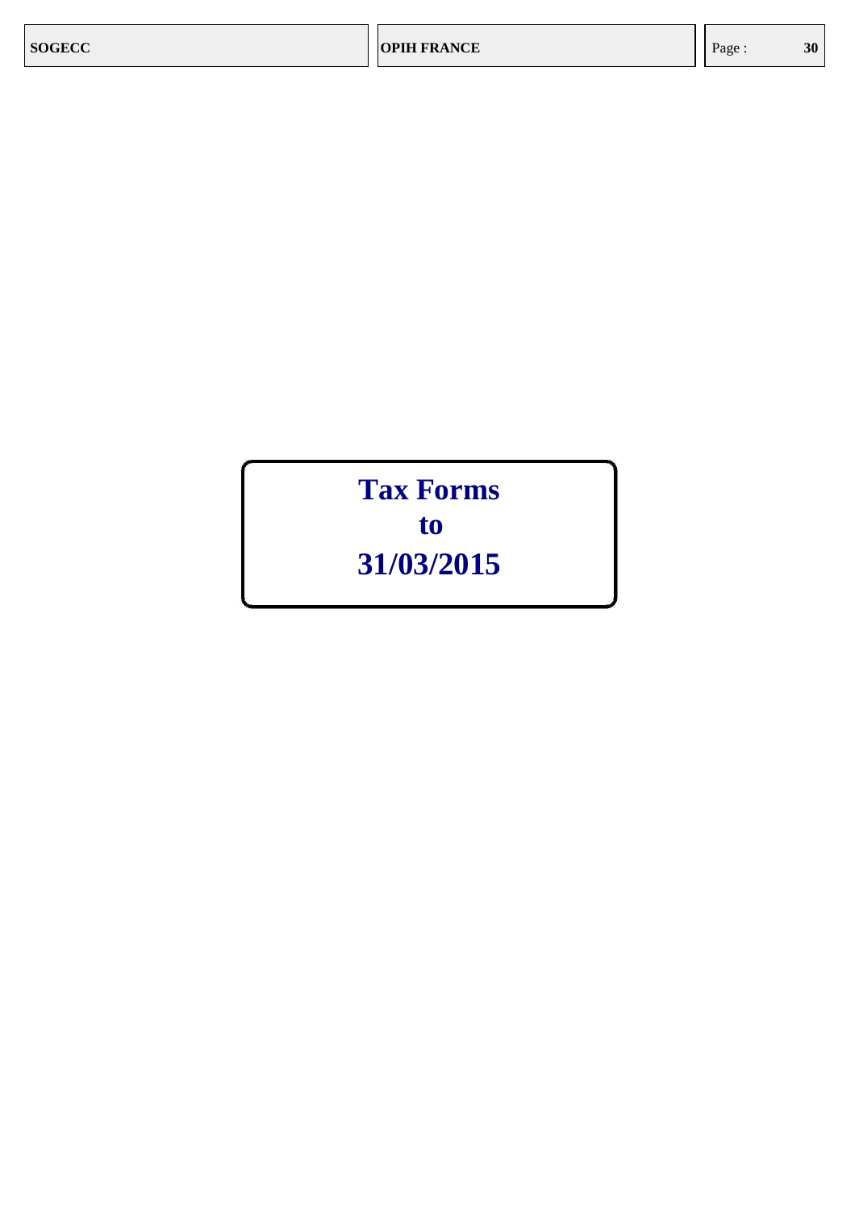# Tax Forms
# to
# 31/03/2015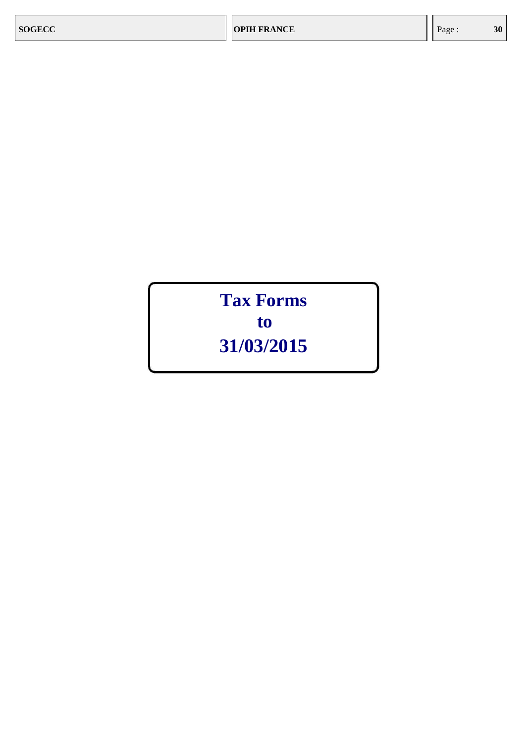# Tax Forms to 31/03/2015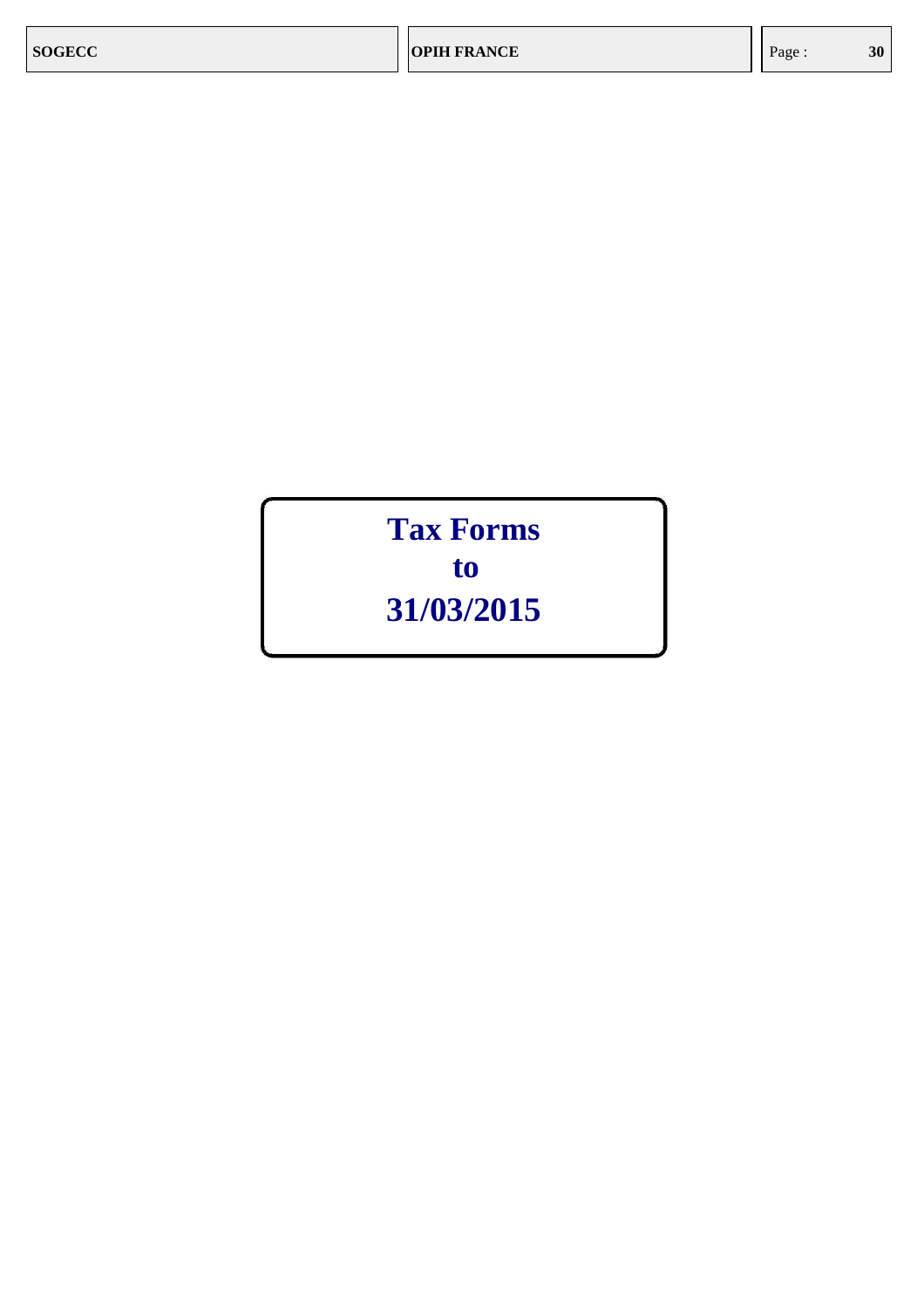# Tax Forms
# to
# 31/03/2015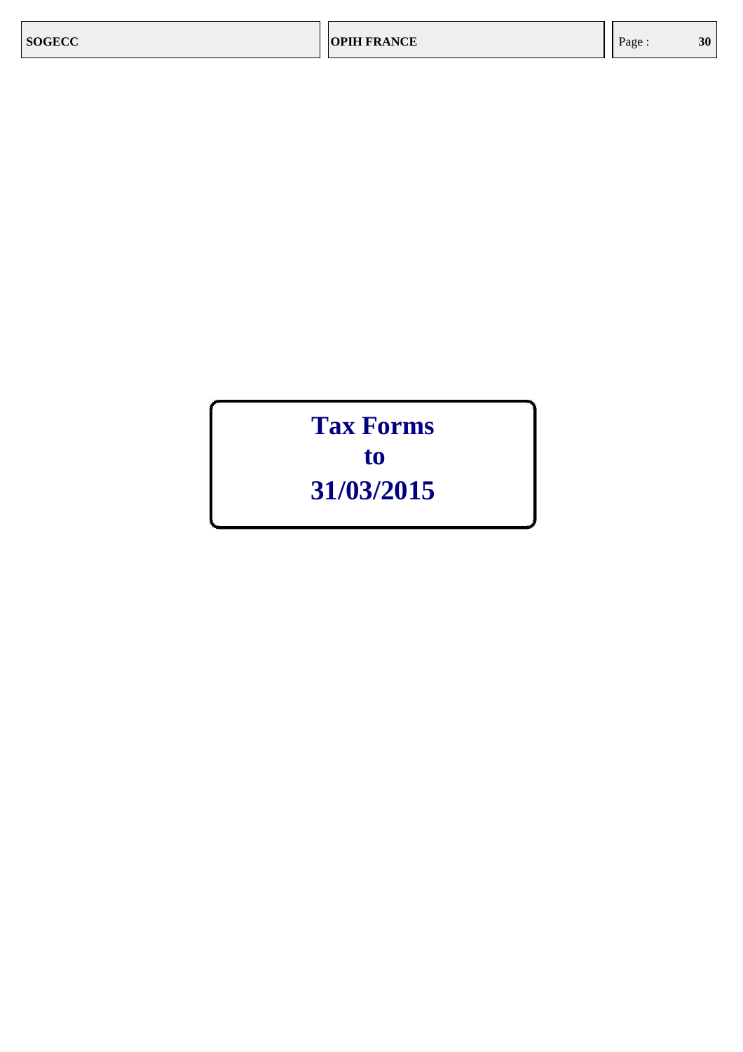# Tax Forms
# to
# 31/03/2015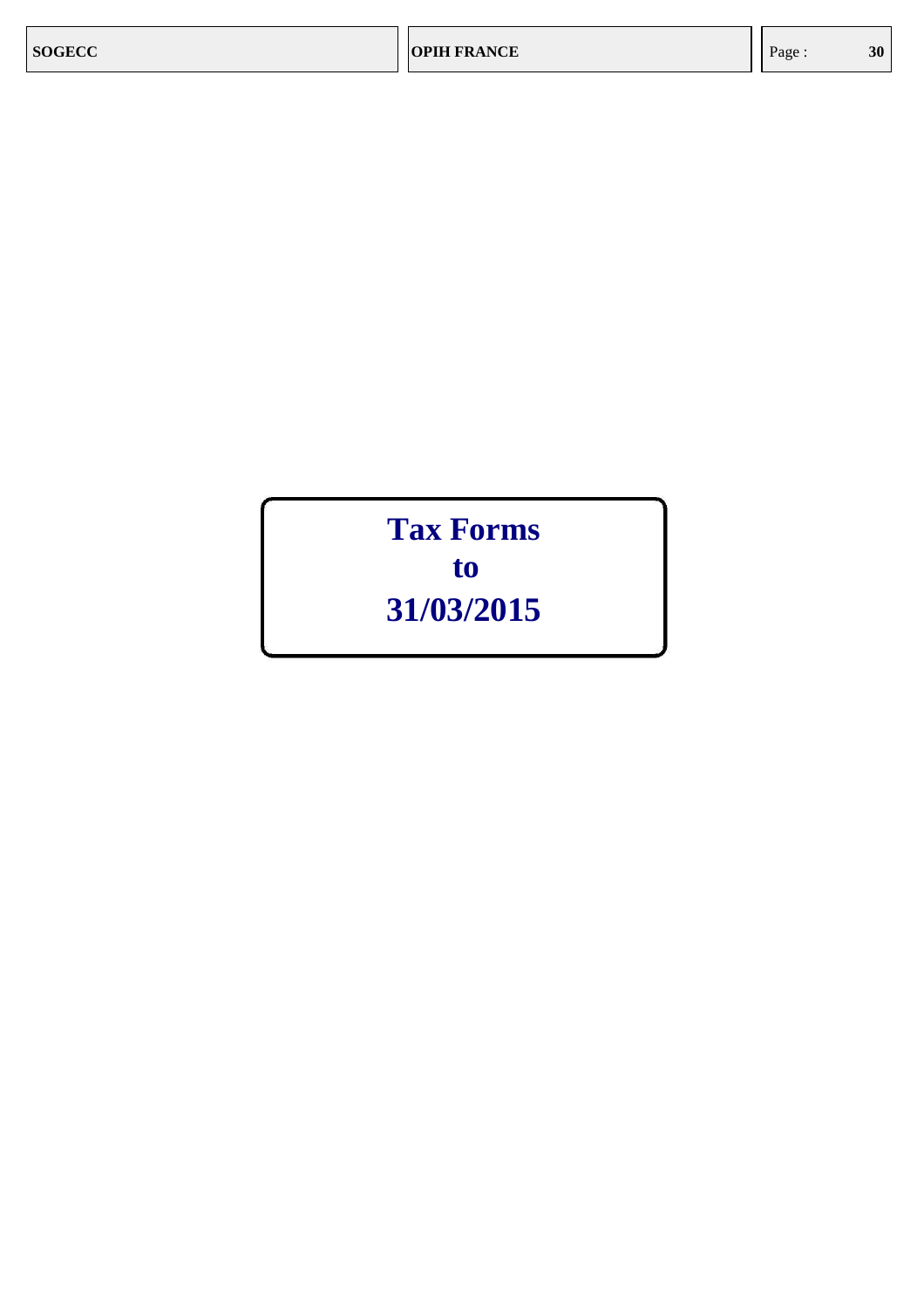# Tax Forms
# to
# 31/03/2015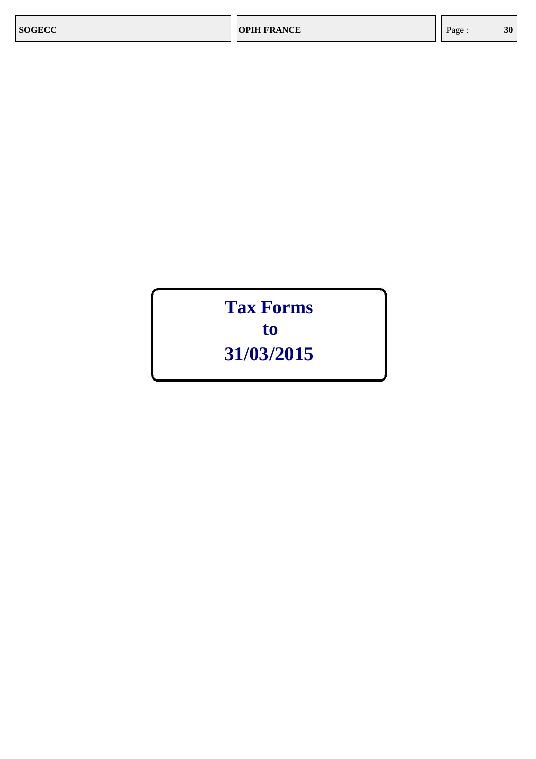# Tax Forms
# to
# 31/03/2015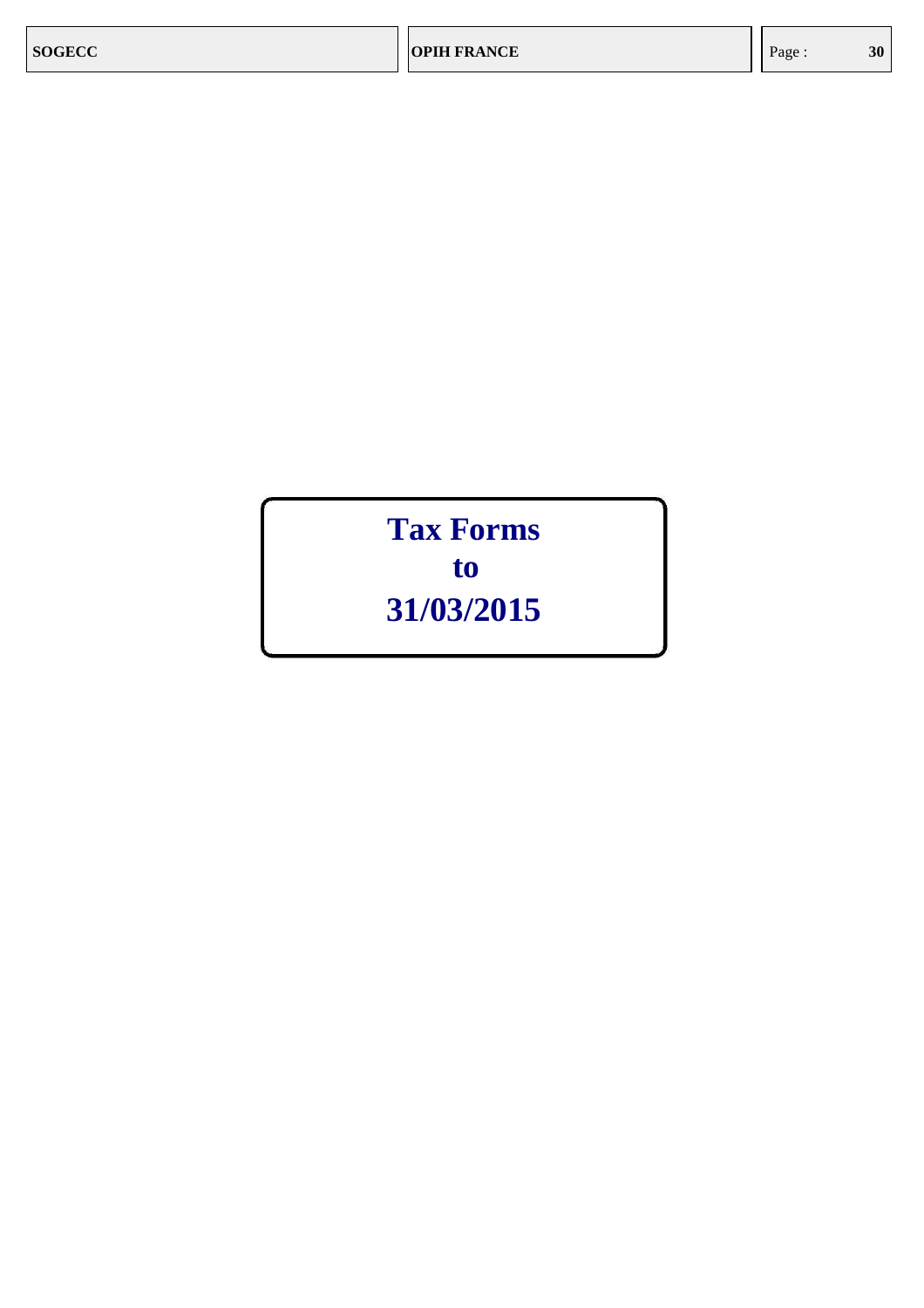# Tax Forms
# to
# 31/03/2015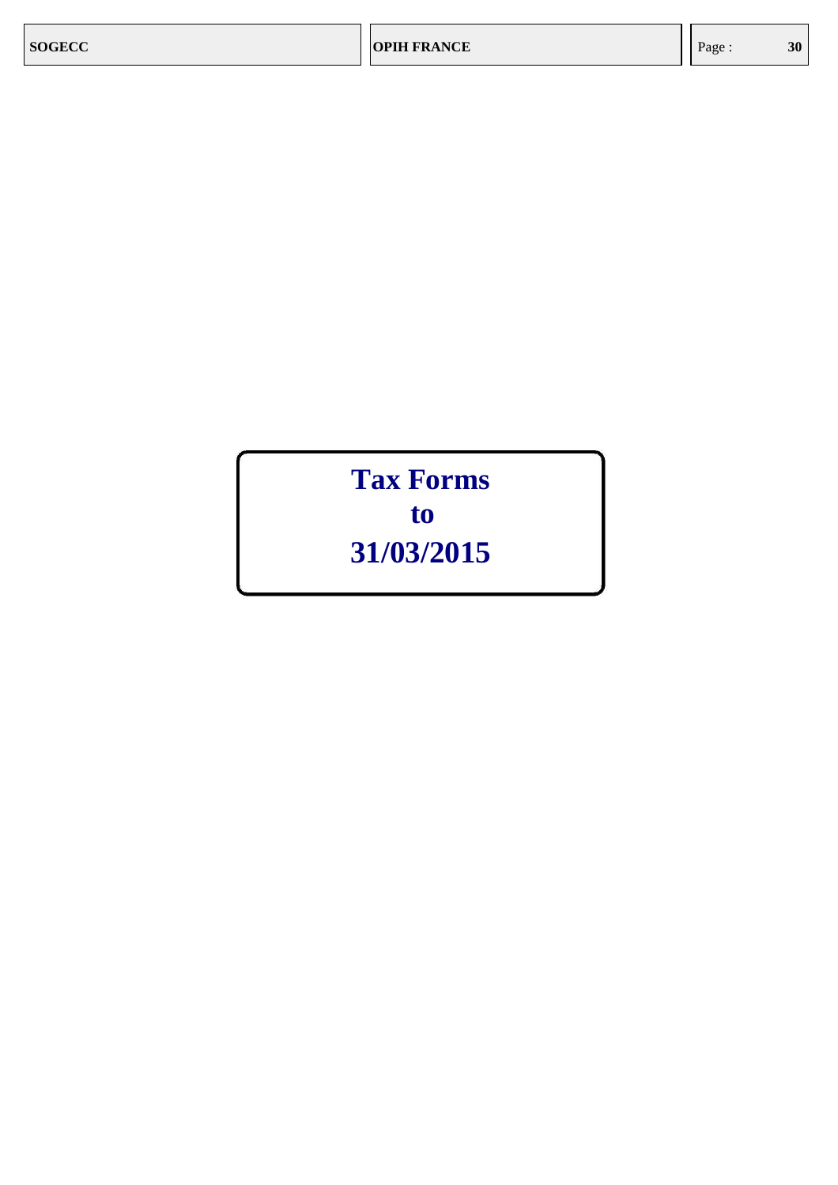# Tax Forms
# to
# 31/03/2015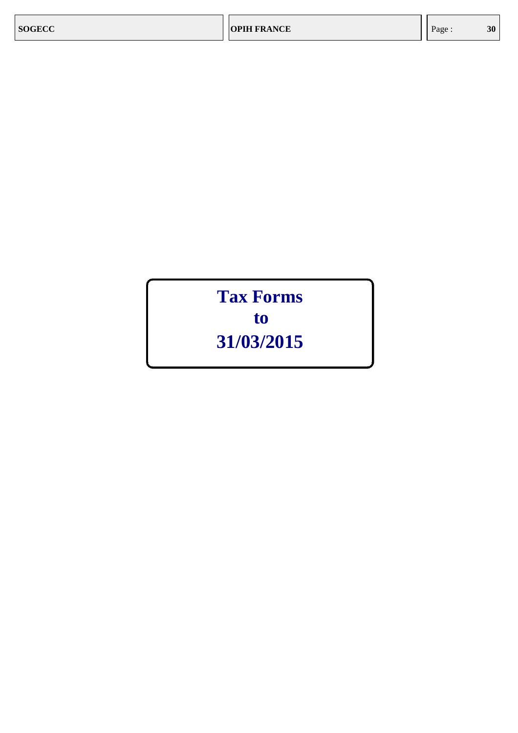# Tax Forms
# to
# 31/03/2015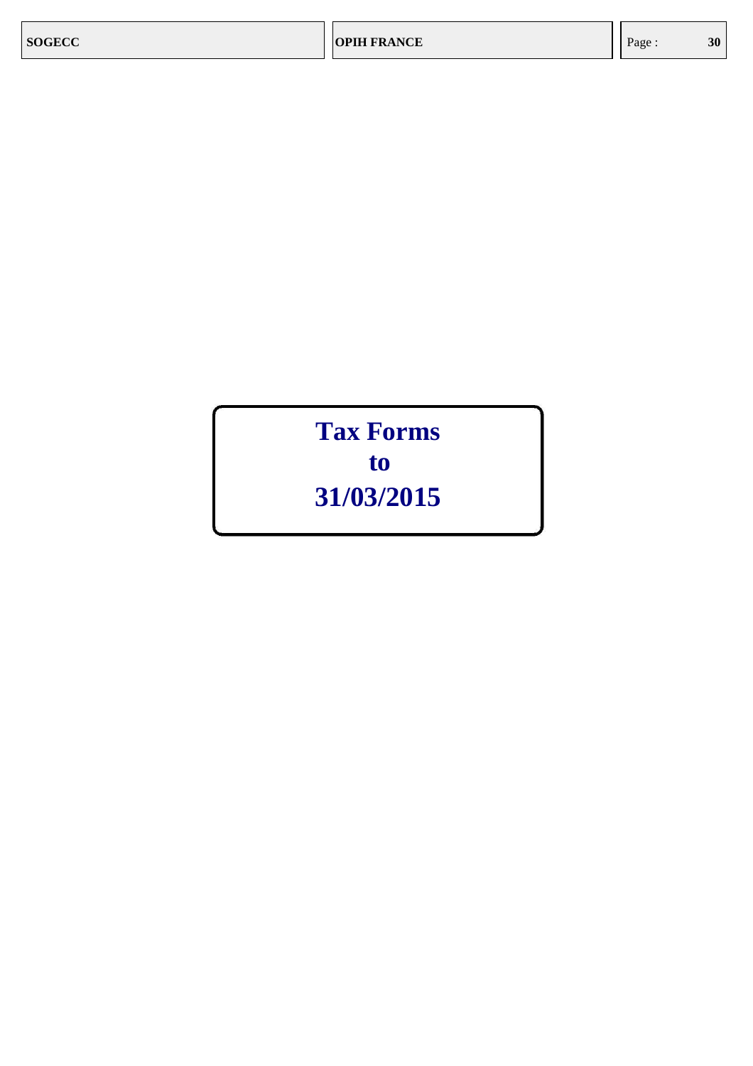# Tax Forms to 31/03/2015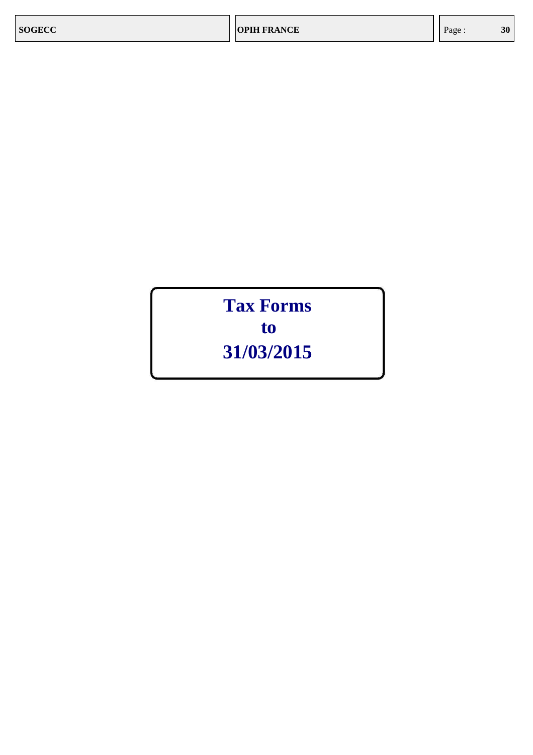# Tax Forms
# to
# 31/03/2015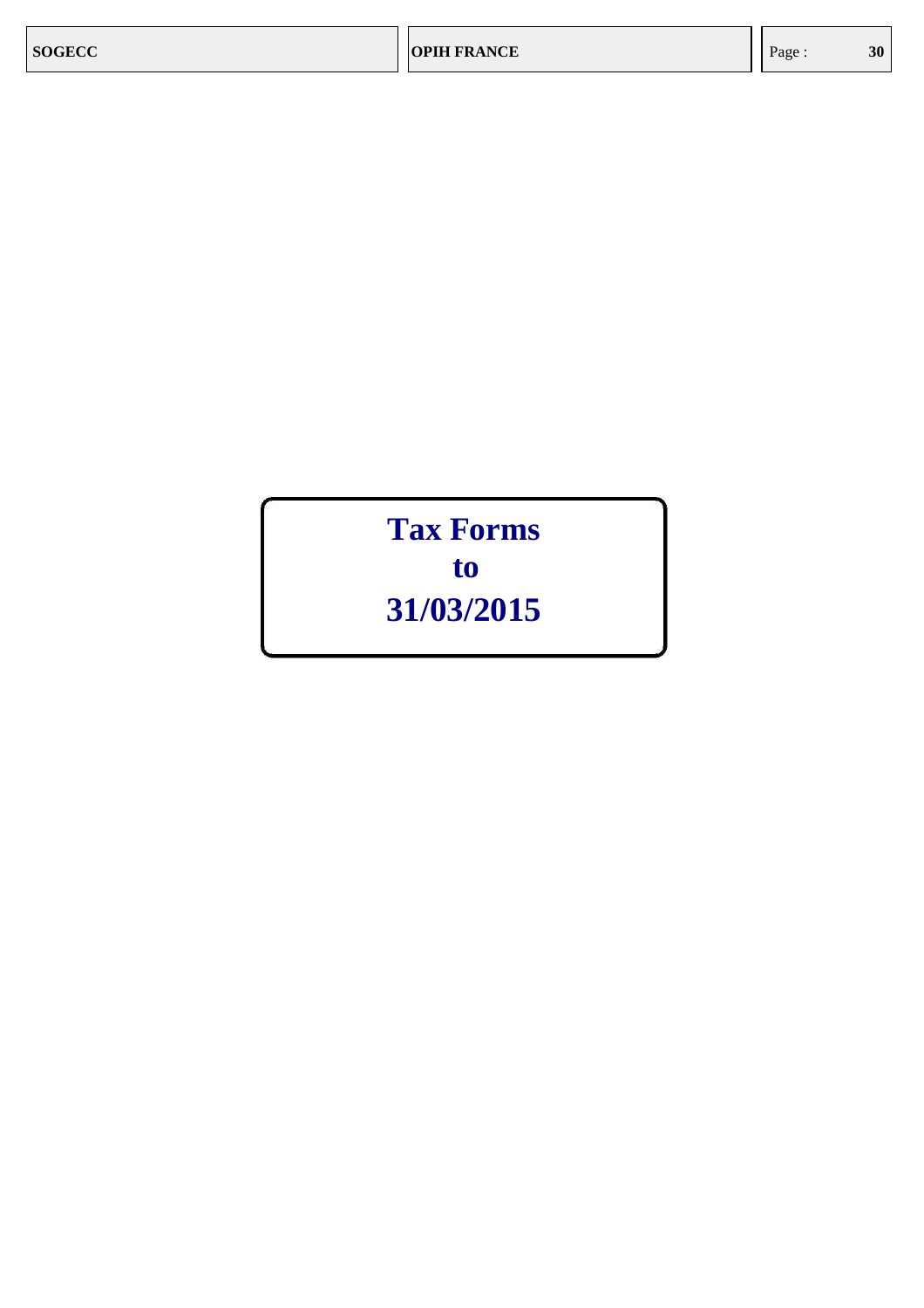# Tax Forms
# to
# 31/03/2015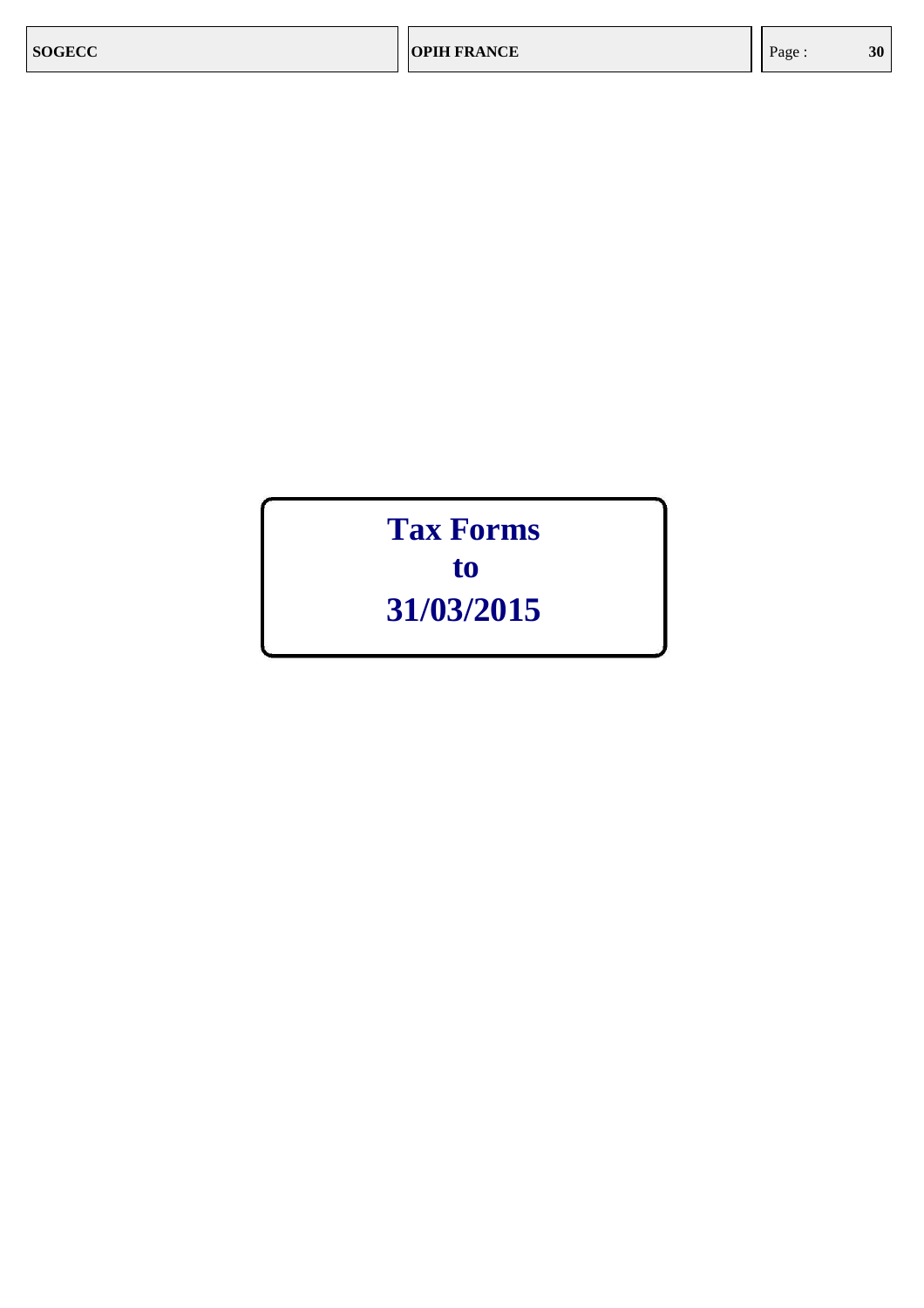# Tax Forms
# to
# 31/03/2015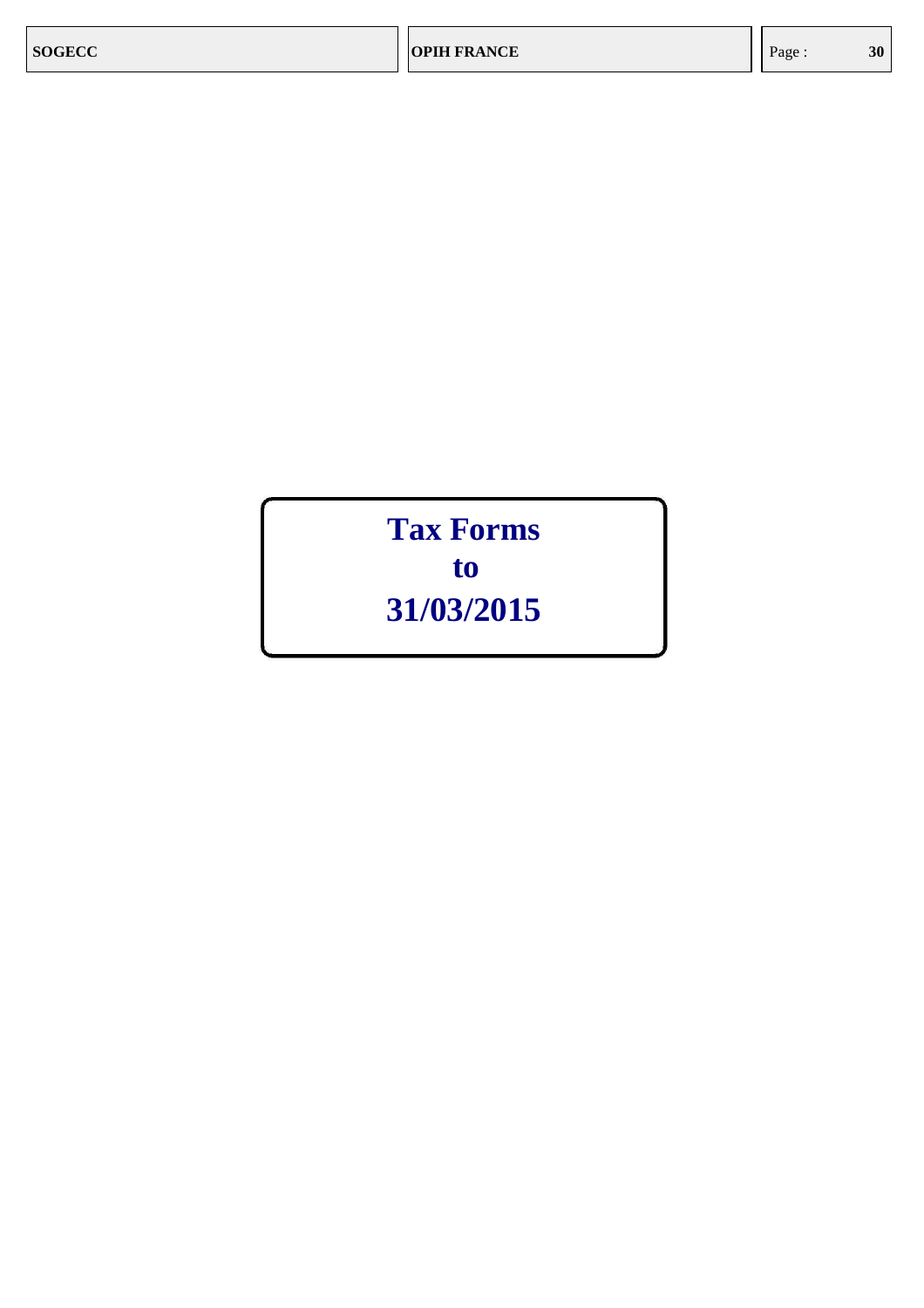# Tax Forms
# to
# 31/03/2015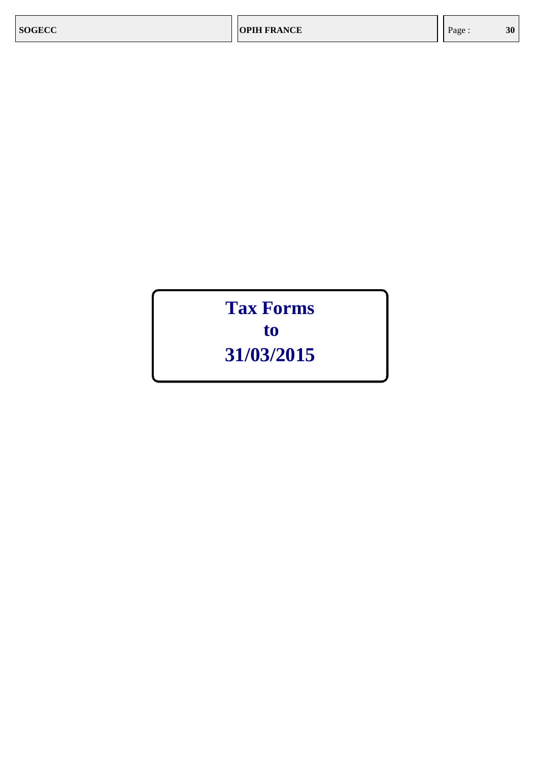# Tax Forms
# to
# 31/03/2015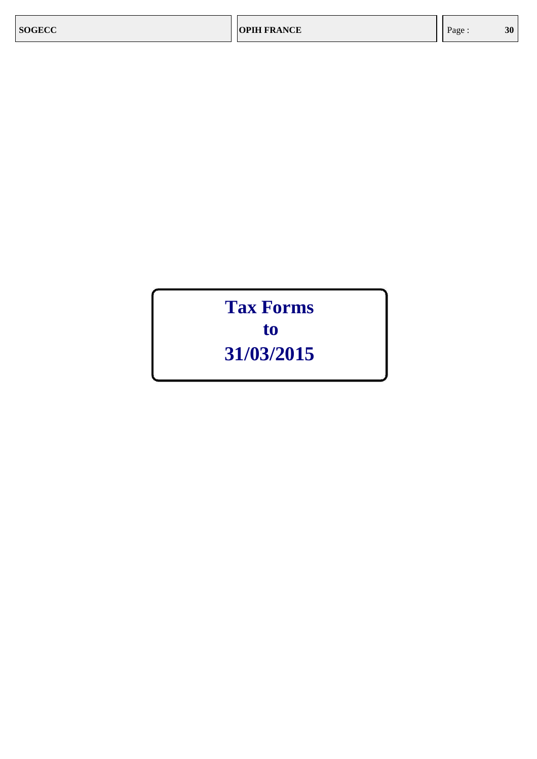# Tax Forms
# to
# 31/03/2015